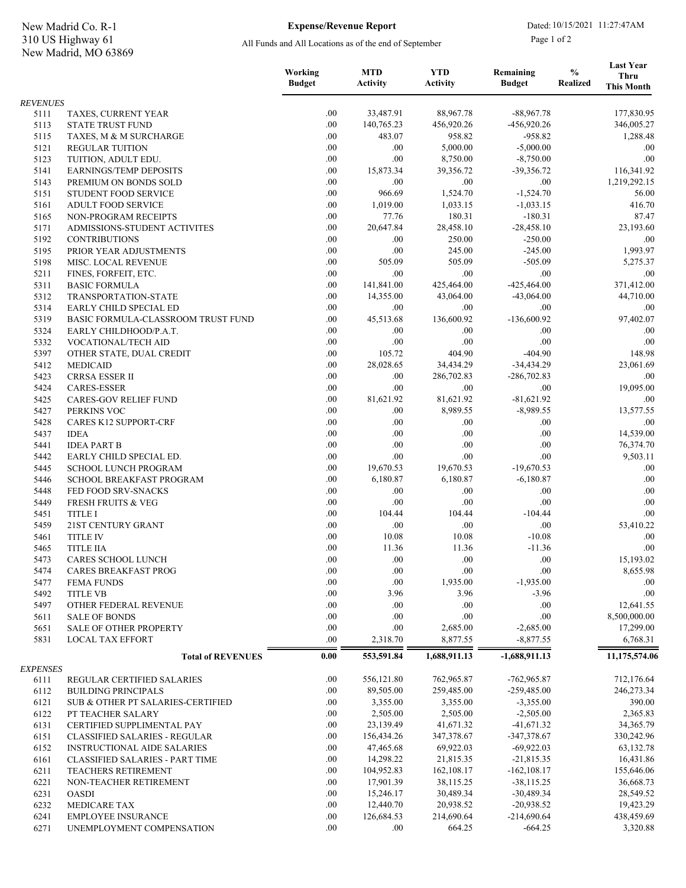New Madrid Co. R-1
310 US Highway 61
New Madrid, MO 63869

# Expense/Revenue Report

All Funds and All Locations as of the end of September

Dated: 10/15/2021 11:27:47AM

| | | Working Budget | MTD Activity | YTD Activity | Remaining Budget | % Realized | Last Year Thru This Month |
|---|---|---|---|---|---|---|---|
| *REVENUES* | | | | | | | |
| 5111 | TAXES, CURRENT YEAR | .00 | 33,487.91 | 88,967.78 | -88,967.78 | | 177,830.95 |
| 5113 | STATE TRUST FUND | .00 | 140,765.23 | 456,920.26 | -456,920.26 | | 346,005.27 |
| 5115 | TAXES, M & M SURCHARGE | .00 | 483.07 | 958.82 | -958.82 | | 1,288.48 |
| 5121 | REGULAR TUITION | .00 | .00 | 5,000.00 | -5,000.00 | | .00 |
| 5123 | TUITION, ADULT EDU. | .00 | .00 | 8,750.00 | -8,750.00 | | .00 |
| 5141 | EARNINGS/TEMP DEPOSITS | .00 | 15,873.34 | 39,356.72 | -39,356.72 | | 116,341.92 |
| 5143 | PREMIUM ON BONDS SOLD | .00 | .00 | .00 | .00 | | 1,219,292.15 |
| 5151 | STUDENT FOOD SERVICE | .00 | 966.69 | 1,524.70 | -1,524.70 | | 56.00 |
| 5161 | ADULT FOOD SERVICE | .00 | 1,019.00 | 1,033.15 | -1,033.15 | | 416.70 |
| 5165 | NON-PROGRAM RECEIPTS | .00 | 77.76 | 180.31 | -180.31 | | 87.47 |
| 5171 | ADMISSIONS-STUDENT ACTIVITES | .00 | 20,647.84 | 28,458.10 | -28,458.10 | | 23,193.60 |
| 5192 | CONTRIBUTIONS | .00 | .00 | 250.00 | -250.00 | | .00 |
| 5195 | PRIOR YEAR ADJUSTMENTS | .00 | .00 | 245.00 | -245.00 | | 1,993.97 |
| 5198 | MISC. LOCAL REVENUE | .00 | 505.09 | 505.09 | -505.09 | | 5,275.37 |
| 5211 | FINES, FORFEIT, ETC. | .00 | .00 | .00 | .00 | | .00 |
| 5311 | BASIC FORMULA | .00 | 141,841.00 | 425,464.00 | -425,464.00 | | 371,412.00 |
| 5312 | TRANSPORTATION-STATE | .00 | 14,355.00 | 43,064.00 | -43,064.00 | | 44,710.00 |
| 5314 | EARLY CHILD SPECIAL ED | .00 | .00 | .00 | .00 | | .00 |
| 5319 | BASIC FORMULA-CLASSROOM TRUST FUND | .00 | 45,513.68 | 136,600.92 | -136,600.92 | | 97,402.07 |
| 5324 | EARLY CHILDHOOD/P.A.T. | .00 | .00 | .00 | .00 | | .00 |
| 5332 | VOCATIONAL/TECH AID | .00 | .00 | .00 | .00 | | .00 |
| 5397 | OTHER STATE, DUAL CREDIT | .00 | 105.72 | 404.90 | -404.90 | | 148.98 |
| 5412 | MEDICAID | .00 | 28,028.65 | 34,434.29 | -34,434.29 | | 23,061.69 |
| 5423 | CRRSA ESSER II | .00 | .00 | 286,702.83 | -286,702.83 | | .00 |
| 5424 | CARES-ESSER | .00 | .00 | .00 | .00 | | 19,095.00 |
| 5425 | CARES-GOV RELIEF FUND | .00 | 81,621.92 | 81,621.92 | -81,621.92 | | .00 |
| 5427 | PERKINS VOC | .00 | .00 | 8,989.55 | -8,989.55 | | 13,577.55 |
| 5428 | CARES K12 SUPPORT-CRF | .00 | .00 | .00 | .00 | | .00 |
| 5437 | IDEA | .00 | .00 | .00 | .00 | | 14,539.00 |
| 5441 | IDEA PART B | .00 | .00 | .00 | .00 | | 76,374.70 |
| 5442 | EARLY CHILD SPECIAL ED. | .00 | .00 | .00 | .00 | | 9,503.11 |
| 5445 | SCHOOL LUNCH PROGRAM | .00 | 19,670.53 | 19,670.53 | -19,670.53 | | .00 |
| 5446 | SCHOOL BREAKFAST PROGRAM | .00 | 6,180.87 | 6,180.87 | -6,180.87 | | .00 |
| 5448 | FED FOOD SRV-SNACKS | .00 | .00 | .00 | .00 | | .00 |
| 5449 | FRESH FRUITS & VEG | .00 | .00 | .00 | .00 | | .00 |
| 5451 | TITLE I | .00 | 104.44 | 104.44 | -104.44 | | .00 |
| 5459 | 21ST CENTURY GRANT | .00 | .00 | .00 | .00 | | 53,410.22 |
| 5461 | TITLE IV | .00 | 10.08 | 10.08 | -10.08 | | .00 |
| 5465 | TITLE IIA | .00 | 11.36 | 11.36 | -11.36 | | .00 |
| 5473 | CARES SCHOOL LUNCH | .00 | .00 | .00 | .00 | | 15,193.02 |
| 5474 | CARES BREAKFAST PROG | .00 | .00 | .00 | .00 | | 8,655.98 |
| 5477 | FEMA FUNDS | .00 | .00 | 1,935.00 | -1,935.00 | | .00 |
| 5492 | TITLE VB | .00 | 3.96 | 3.96 | -3.96 | | .00 |
| 5497 | OTHER FEDERAL REVENUE | .00 | .00 | .00 | .00 | | 12,641.55 |
| 5611 | SALE OF BONDS | .00 | .00 | .00 | .00 | | 8,500,000.00 |
| 5651 | SALE OF OTHER PROPERTY | .00 | .00 | 2,685.00 | -2,685.00 | | 17,299.00 |
| 5831 | LOCAL TAX EFFORT | .00 | 2,318.70 | 8,877.55 | -8,877.55 | | 6,768.31 |
| | **Total of REVENUES** | **0.00** | **553,591.84** | **1,688,911.13** | **-1,688,911.13** | | **11,175,574.06** |
| *EXPENSES* | | | | | | | |
| 6111 | REGULAR CERTIFIED SALARIES | .00 | 556,121.80 | 762,965.87 | -762,965.87 | | 712,176.64 |
| 6112 | BUILDING PRINCIPALS | .00 | 89,505.00 | 259,485.00 | -259,485.00 | | 246,273.34 |
| 6121 | SUB & OTHER PT SALARIES-CERTIFIED | .00 | 3,355.00 | 3,355.00 | -3,355.00 | | 390.00 |
| 6122 | PT TEACHER SALARY | .00 | 2,505.00 | 2,505.00 | -2,505.00 | | 2,365.83 |
| 6131 | CERTIFIED SUPPLIMENTAL PAY | .00 | 23,139.49 | 41,671.32 | -41,671.32 | | 34,365.79 |
| 6151 | CLASSIFIED SALARIES - REGULAR | .00 | 156,434.26 | 347,378.67 | -347,378.67 | | 330,242.96 |
| 6152 | INSTRUCTIONAL AIDE SALARIES | .00 | 47,465.68 | 69,922.03 | -69,922.03 | | 63,132.78 |
| 6161 | CLASSIFIED SALARIES - PART TIME | .00 | 14,298.22 | 21,815.35 | -21,815.35 | | 16,431.86 |
| 6211 | TEACHERS RETIREMENT | .00 | 104,952.83 | 162,108.17 | -162,108.17 | | 155,646.06 |
| 6221 | NON-TEACHER RETIREMENT | .00 | 17,901.39 | 38,115.25 | -38,115.25 | | 36,668.73 |
| 6231 | OASDI | .00 | 15,246.17 | 30,489.34 | -30,489.34 | | 28,549.52 |
| 6232 | MEDICARE TAX | .00 | 12,440.70 | 20,938.52 | -20,938.52 | | 19,423.29 |
| 6241 | EMPLOYEE INSURANCE | .00 | 126,684.53 | 214,690.64 | -214,690.64 | | 438,459.69 |
| 6271 | UNEMPLOYMENT COMPENSATION | .00 | .00 | 664.25 | -664.25 | | 3,320.88 |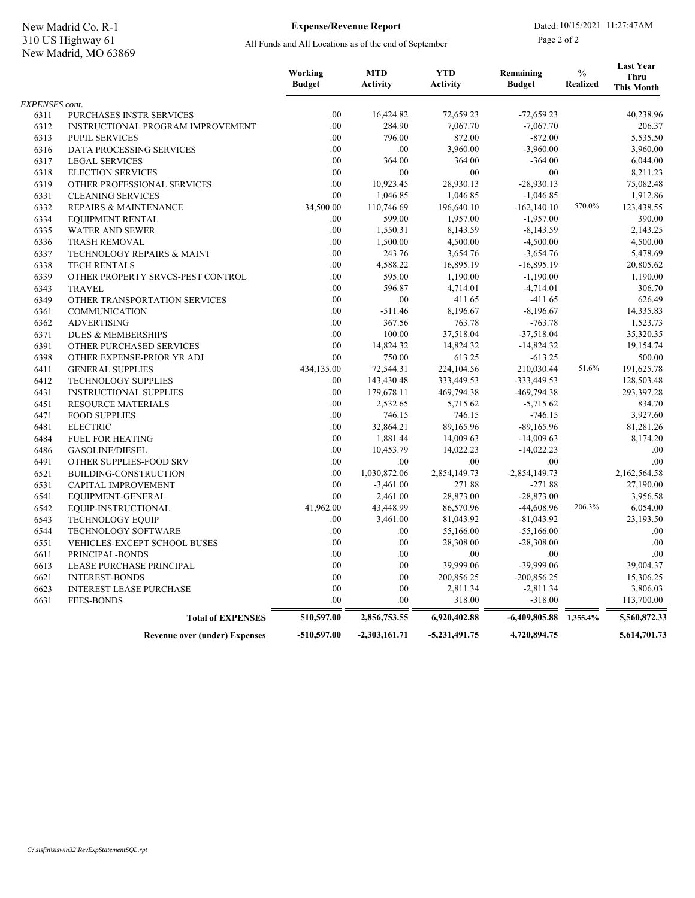New Madrid Co. R-1
310 US Highway 61
New Madrid, MO 63869

**Expense/Revenue Report**

All Funds and All Locations as of the end of September

Dated: 10/15/2021 11:27:47AM

| | | Working Budget | MTD Activity | YTD Activity | Remaining Budget | % Realized | Last Year Thru This Month |
|---|---|---|---|---|---|---|---|
| *EXPENSES cont.* | | | | | | | |
| 6311 | PURCHASES INSTR SERVICES | .00 | 16,424.82 | 72,659.23 | -72,659.23 | | 40,238.96 |
| 6312 | INSTRUCTIONAL PROGRAM IMPROVEMENT | .00 | 284.90 | 7,067.70 | -7,067.70 | | 206.37 |
| 6313 | PUPIL SERVICES | .00 | 796.00 | 872.00 | -872.00 | | 5,535.50 |
| 6316 | DATA PROCESSING SERVICES | .00 | .00 | 3,960.00 | -3,960.00 | | 3,960.00 |
| 6317 | LEGAL SERVICES | .00 | 364.00 | 364.00 | -364.00 | | 6,044.00 |
| 6318 | ELECTION SERVICES | .00 | .00 | .00 | .00 | | 8,211.23 |
| 6319 | OTHER PROFESSIONAL SERVICES | .00 | 10,923.45 | 28,930.13 | -28,930.13 | | 75,082.48 |
| 6331 | CLEANING SERVICES | .00 | 1,046.85 | 1,046.85 | -1,046.85 | | 1,912.86 |
| 6332 | REPAIRS & MAINTENANCE | 34,500.00 | 110,746.69 | 196,640.10 | -162,140.10 | 570.0% | 123,438.55 |
| 6334 | EQUIPMENT RENTAL | .00 | 599.00 | 1,957.00 | -1,957.00 | | 390.00 |
| 6335 | WATER AND SEWER | .00 | 1,550.31 | 8,143.59 | -8,143.59 | | 2,143.25 |
| 6336 | TRASH REMOVAL | .00 | 1,500.00 | 4,500.00 | -4,500.00 | | 4,500.00 |
| 6337 | TECHNOLOGY REPAIRS & MAINT | .00 | 243.76 | 3,654.76 | -3,654.76 | | 5,478.69 |
| 6338 | TECH RENTALS | .00 | 4,588.22 | 16,895.19 | -16,895.19 | | 20,805.62 |
| 6339 | OTHER PROPERTY SRVCS-PEST CONTROL | .00 | 595.00 | 1,190.00 | -1,190.00 | | 1,190.00 |
| 6343 | TRAVEL | .00 | 596.87 | 4,714.01 | -4,714.01 | | 306.70 |
| 6349 | OTHER TRANSPORTATION SERVICES | .00 | .00 | 411.65 | -411.65 | | 626.49 |
| 6361 | COMMUNICATION | .00 | -511.46 | 8,196.67 | -8,196.67 | | 14,335.83 |
| 6362 | ADVERTISING | .00 | 367.56 | 763.78 | -763.78 | | 1,523.73 |
| 6371 | DUES & MEMBERSHIPS | .00 | 100.00 | 37,518.04 | -37,518.04 | | 35,320.35 |
| 6391 | OTHER PURCHASED SERVICES | .00 | 14,824.32 | 14,824.32 | -14,824.32 | | 19,154.74 |
| 6398 | OTHER EXPENSE-PRIOR YR ADJ | .00 | 750.00 | 613.25 | -613.25 | | 500.00 |
| 6411 | GENERAL SUPPLIES | 434,135.00 | 72,544.31 | 224,104.56 | 210,030.44 | 51.6% | 191,625.78 |
| 6412 | TECHNOLOGY SUPPLIES | .00 | 143,430.48 | 333,449.53 | -333,449.53 | | 128,503.48 |
| 6431 | INSTRUCTIONAL SUPPLIES | .00 | 179,678.11 | 469,794.38 | -469,794.38 | | 293,397.28 |
| 6451 | RESOURCE MATERIALS | .00 | 2,532.65 | 5,715.62 | -5,715.62 | | 834.70 |
| 6471 | FOOD SUPPLIES | .00 | 746.15 | 746.15 | -746.15 | | 3,927.60 |
| 6481 | ELECTRIC | .00 | 32,864.21 | 89,165.96 | -89,165.96 | | 81,281.26 |
| 6484 | FUEL FOR HEATING | .00 | 1,881.44 | 14,009.63 | -14,009.63 | | 8,174.20 |
| 6486 | GASOLINE/DIESEL | .00 | 10,453.79 | 14,022.23 | -14,022.23 | | .00 |
| 6491 | OTHER SUPPLIES-FOOD SRV | .00 | .00 | .00 | .00 | | .00 |
| 6521 | BUILDING-CONSTRUCTION | .00 | 1,030,872.06 | 2,854,149.73 | -2,854,149.73 | | 2,162,564.58 |
| 6531 | CAPITAL IMPROVEMENT | .00 | -3,461.00 | 271.88 | -271.88 | | 27,190.00 |
| 6541 | EQUIPMENT-GENERAL | .00 | 2,461.00 | 28,873.00 | -28,873.00 | | 3,956.58 |
| 6542 | EQUIP-INSTRUCTIONAL | 41,962.00 | 43,448.99 | 86,570.96 | -44,608.96 | 206.3% | 6,054.00 |
| 6543 | TECHNOLOGY EQUIP | .00 | 3,461.00 | 81,043.92 | -81,043.92 | | 23,193.50 |
| 6544 | TECHNOLOGY SOFTWARE | .00 | .00 | 55,166.00 | -55,166.00 | | .00 |
| 6551 | VEHICLES-EXCEPT SCHOOL BUSES | .00 | .00 | 28,308.00 | -28,308.00 | | .00 |
| 6611 | PRINCIPAL-BONDS | .00 | .00 | .00 | .00 | | .00 |
| 6613 | LEASE PURCHASE PRINCIPAL | .00 | .00 | 39,999.06 | -39,999.06 | | 39,004.37 |
| 6621 | INTEREST-BONDS | .00 | .00 | 200,856.25 | -200,856.25 | | 15,306.25 |
| 6623 | INTEREST LEASE PURCHASE | .00 | .00 | 2,811.34 | -2,811.34 | | 3,806.03 |
| 6631 | FEES-BONDS | .00 | .00 | 318.00 | -318.00 | | 113,700.00 |
| | **Total of EXPENSES** | **510,597.00** | **2,856,753.55** | **6,920,402.88** | **-6,409,805.88** | **1,355.4%** | **5,560,872.33** |
| | **Revenue over (under) Expenses** | **-510,597.00** | **-2,303,161.71** | **-5,231,491.75** | **4,720,894.75** | | **5,614,701.73** |

*C:\sisfin\siswin32\RevExpStatementSQL.rpt*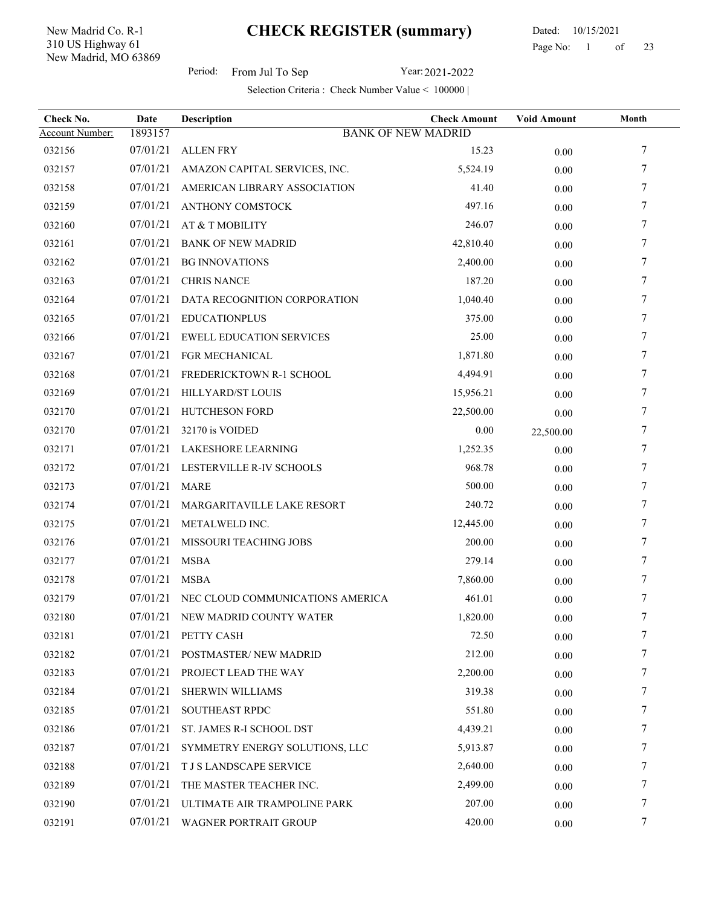New Madrid Co. R-1
310 US Highway 61
New Madrid, MO 63869

# CHECK REGISTER (summary)

Dated: 10/15/2021

Period: From Jul To Sep Year: 2021-2022

Selection Criteria : Check Number Value < 100000 |

| Check No. | Date | Description | Check Amount | Void Amount | Month |
|---|---|---|---|---|---|
| Account Number: | 1893157 | BANK OF NEW MADRID | | | |
| 032156 | 07/01/21 | ALLEN FRY | 15.23 | 0.00 | 7 |
| 032157 | 07/01/21 | AMAZON CAPITAL SERVICES, INC. | 5,524.19 | 0.00 | 7 |
| 032158 | 07/01/21 | AMERICAN LIBRARY ASSOCIATION | 41.40 | 0.00 | 7 |
| 032159 | 07/01/21 | ANTHONY COMSTOCK | 497.16 | 0.00 | 7 |
| 032160 | 07/01/21 | AT & T MOBILITY | 246.07 | 0.00 | 7 |
| 032161 | 07/01/21 | BANK OF NEW MADRID | 42,810.40 | 0.00 | 7 |
| 032162 | 07/01/21 | BG INNOVATIONS | 2,400.00 | 0.00 | 7 |
| 032163 | 07/01/21 | CHRIS NANCE | 187.20 | 0.00 | 7 |
| 032164 | 07/01/21 | DATA RECOGNITION CORPORATION | 1,040.40 | 0.00 | 7 |
| 032165 | 07/01/21 | EDUCATIONPLUS | 375.00 | 0.00 | 7 |
| 032166 | 07/01/21 | EWELL EDUCATION SERVICES | 25.00 | 0.00 | 7 |
| 032167 | 07/01/21 | FGR MECHANICAL | 1,871.80 | 0.00 | 7 |
| 032168 | 07/01/21 | FREDERICKTOWN R-1 SCHOOL | 4,494.91 | 0.00 | 7 |
| 032169 | 07/01/21 | HILLYARD/ST LOUIS | 15,956.21 | 0.00 | 7 |
| 032170 | 07/01/21 | HUTCHESON FORD | 22,500.00 | 0.00 | 7 |
| 032170 | 07/01/21 | 32170 is VOIDED | 0.00 | 22,500.00 | 7 |
| 032171 | 07/01/21 | LAKESHORE LEARNING | 1,252.35 | 0.00 | 7 |
| 032172 | 07/01/21 | LESTERVILLE R-IV SCHOOLS | 968.78 | 0.00 | 7 |
| 032173 | 07/01/21 | MARE | 500.00 | 0.00 | 7 |
| 032174 | 07/01/21 | MARGARITAVILLE LAKE RESORT | 240.72 | 0.00 | 7 |
| 032175 | 07/01/21 | METALWELD INC. | 12,445.00 | 0.00 | 7 |
| 032176 | 07/01/21 | MISSOURI TEACHING JOBS | 200.00 | 0.00 | 7 |
| 032177 | 07/01/21 | MSBA | 279.14 | 0.00 | 7 |
| 032178 | 07/01/21 | MSBA | 7,860.00 | 0.00 | 7 |
| 032179 | 07/01/21 | NEC CLOUD COMMUNICATIONS AMERICA | 461.01 | 0.00 | 7 |
| 032180 | 07/01/21 | NEW MADRID COUNTY WATER | 1,820.00 | 0.00 | 7 |
| 032181 | 07/01/21 | PETTY CASH | 72.50 | 0.00 | 7 |
| 032182 | 07/01/21 | POSTMASTER/ NEW MADRID | 212.00 | 0.00 | 7 |
| 032183 | 07/01/21 | PROJECT LEAD THE WAY | 2,200.00 | 0.00 | 7 |
| 032184 | 07/01/21 | SHERWIN WILLIAMS | 319.38 | 0.00 | 7 |
| 032185 | 07/01/21 | SOUTHEAST RPDC | 551.80 | 0.00 | 7 |
| 032186 | 07/01/21 | ST. JAMES R-I SCHOOL DST | 4,439.21 | 0.00 | 7 |
| 032187 | 07/01/21 | SYMMETRY ENERGY SOLUTIONS, LLC | 5,913.87 | 0.00 | 7 |
| 032188 | 07/01/21 | T J S LANDSCAPE SERVICE | 2,640.00 | 0.00 | 7 |
| 032189 | 07/01/21 | THE MASTER TEACHER INC. | 2,499.00 | 0.00 | 7 |
| 032190 | 07/01/21 | ULTIMATE AIR TRAMPOLINE PARK | 207.00 | 0.00 | 7 |
| 032191 | 07/01/21 | WAGNER PORTRAIT GROUP | 420.00 | 0.00 | 7 |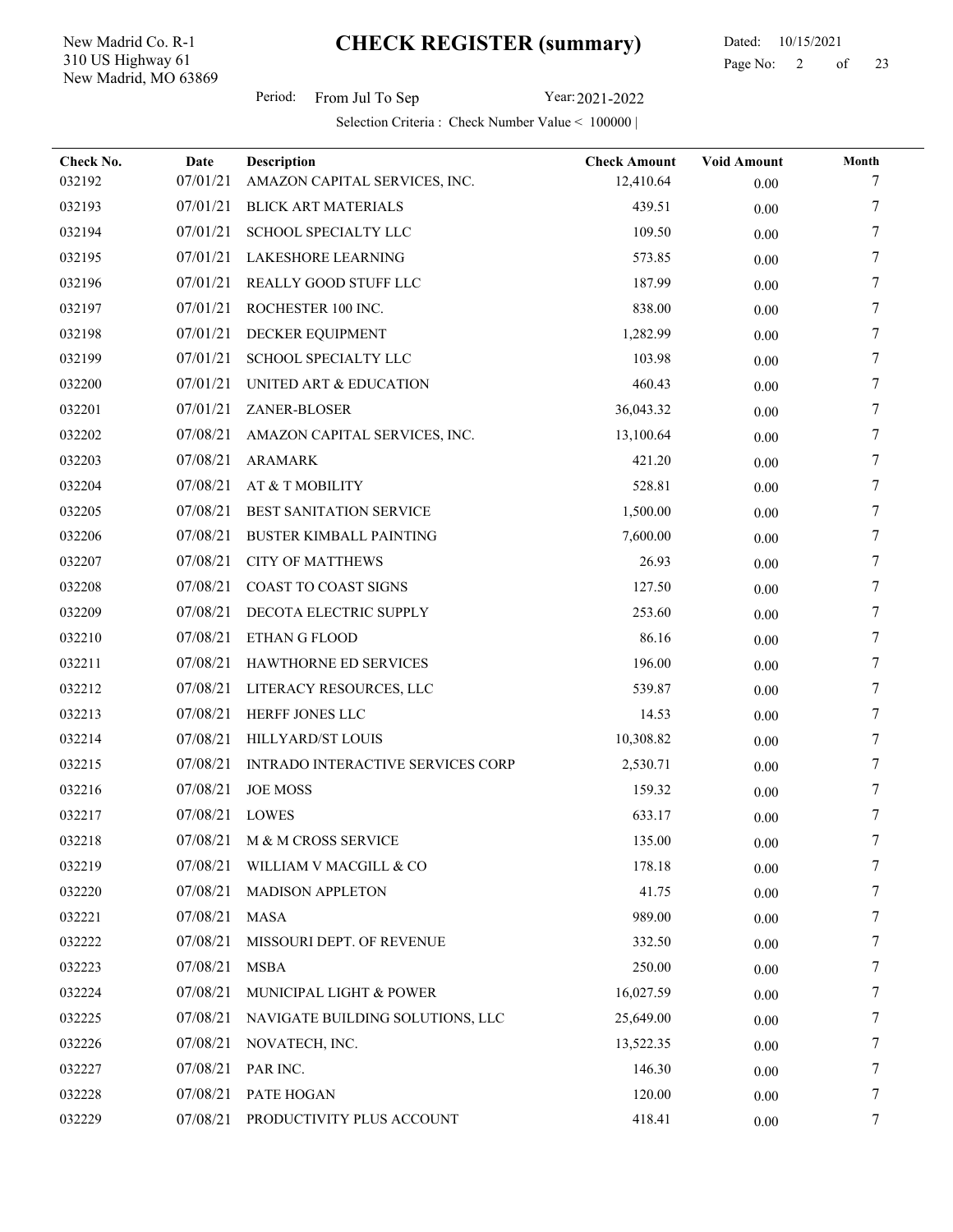New Madrid Co. R-1
310 US Highway 61
New Madrid, MO 63869

# CHECK REGISTER (summary)

Dated: 10/15/2021

Period: From Jul To Sep    Year: 2021-2022

Selection Criteria : Check Number Value < 100000 |

| Check No. | Date | Description | Check Amount | Void Amount | Month |
|---|---|---|---|---|---|
| 032192 | 07/01/21 | AMAZON CAPITAL SERVICES, INC. | 12,410.64 | 0.00 | 7 |
| 032193 | 07/01/21 | BLICK ART MATERIALS | 439.51 | 0.00 | 7 |
| 032194 | 07/01/21 | SCHOOL SPECIALTY LLC | 109.50 | 0.00 | 7 |
| 032195 | 07/01/21 | LAKESHORE LEARNING | 573.85 | 0.00 | 7 |
| 032196 | 07/01/21 | REALLY GOOD STUFF LLC | 187.99 | 0.00 | 7 |
| 032197 | 07/01/21 | ROCHESTER 100 INC. | 838.00 | 0.00 | 7 |
| 032198 | 07/01/21 | DECKER EQUIPMENT | 1,282.99 | 0.00 | 7 |
| 032199 | 07/01/21 | SCHOOL SPECIALTY LLC | 103.98 | 0.00 | 7 |
| 032200 | 07/01/21 | UNITED ART & EDUCATION | 460.43 | 0.00 | 7 |
| 032201 | 07/01/21 | ZANER-BLOSER | 36,043.32 | 0.00 | 7 |
| 032202 | 07/08/21 | AMAZON CAPITAL SERVICES, INC. | 13,100.64 | 0.00 | 7 |
| 032203 | 07/08/21 | ARAMARK | 421.20 | 0.00 | 7 |
| 032204 | 07/08/21 | AT & T MOBILITY | 528.81 | 0.00 | 7 |
| 032205 | 07/08/21 | BEST SANITATION SERVICE | 1,500.00 | 0.00 | 7 |
| 032206 | 07/08/21 | BUSTER KIMBALL PAINTING | 7,600.00 | 0.00 | 7 |
| 032207 | 07/08/21 | CITY OF MATTHEWS | 26.93 | 0.00 | 7 |
| 032208 | 07/08/21 | COAST TO COAST SIGNS | 127.50 | 0.00 | 7 |
| 032209 | 07/08/21 | DECOTA ELECTRIC SUPPLY | 253.60 | 0.00 | 7 |
| 032210 | 07/08/21 | ETHAN G FLOOD | 86.16 | 0.00 | 7 |
| 032211 | 07/08/21 | HAWTHORNE ED SERVICES | 196.00 | 0.00 | 7 |
| 032212 | 07/08/21 | LITERACY RESOURCES, LLC | 539.87 | 0.00 | 7 |
| 032213 | 07/08/21 | HERFF JONES LLC | 14.53 | 0.00 | 7 |
| 032214 | 07/08/21 | HILLYARD/ST LOUIS | 10,308.82 | 0.00 | 7 |
| 032215 | 07/08/21 | INTRADO INTERACTIVE SERVICES CORP | 2,530.71 | 0.00 | 7 |
| 032216 | 07/08/21 | JOE MOSS | 159.32 | 0.00 | 7 |
| 032217 | 07/08/21 | LOWES | 633.17 | 0.00 | 7 |
| 032218 | 07/08/21 | M & M CROSS SERVICE | 135.00 | 0.00 | 7 |
| 032219 | 07/08/21 | WILLIAM V MACGILL & CO | 178.18 | 0.00 | 7 |
| 032220 | 07/08/21 | MADISON APPLETON | 41.75 | 0.00 | 7 |
| 032221 | 07/08/21 | MASA | 989.00 | 0.00 | 7 |
| 032222 | 07/08/21 | MISSOURI DEPT. OF REVENUE | 332.50 | 0.00 | 7 |
| 032223 | 07/08/21 | MSBA | 250.00 | 0.00 | 7 |
| 032224 | 07/08/21 | MUNICIPAL LIGHT & POWER | 16,027.59 | 0.00 | 7 |
| 032225 | 07/08/21 | NAVIGATE BUILDING SOLUTIONS, LLC | 25,649.00 | 0.00 | 7 |
| 032226 | 07/08/21 | NOVATECH, INC. | 13,522.35 | 0.00 | 7 |
| 032227 | 07/08/21 | PAR INC. | 146.30 | 0.00 | 7 |
| 032228 | 07/08/21 | PATE HOGAN | 120.00 | 0.00 | 7 |
| 032229 | 07/08/21 | PRODUCTIVITY PLUS ACCOUNT | 418.41 | 0.00 | 7 |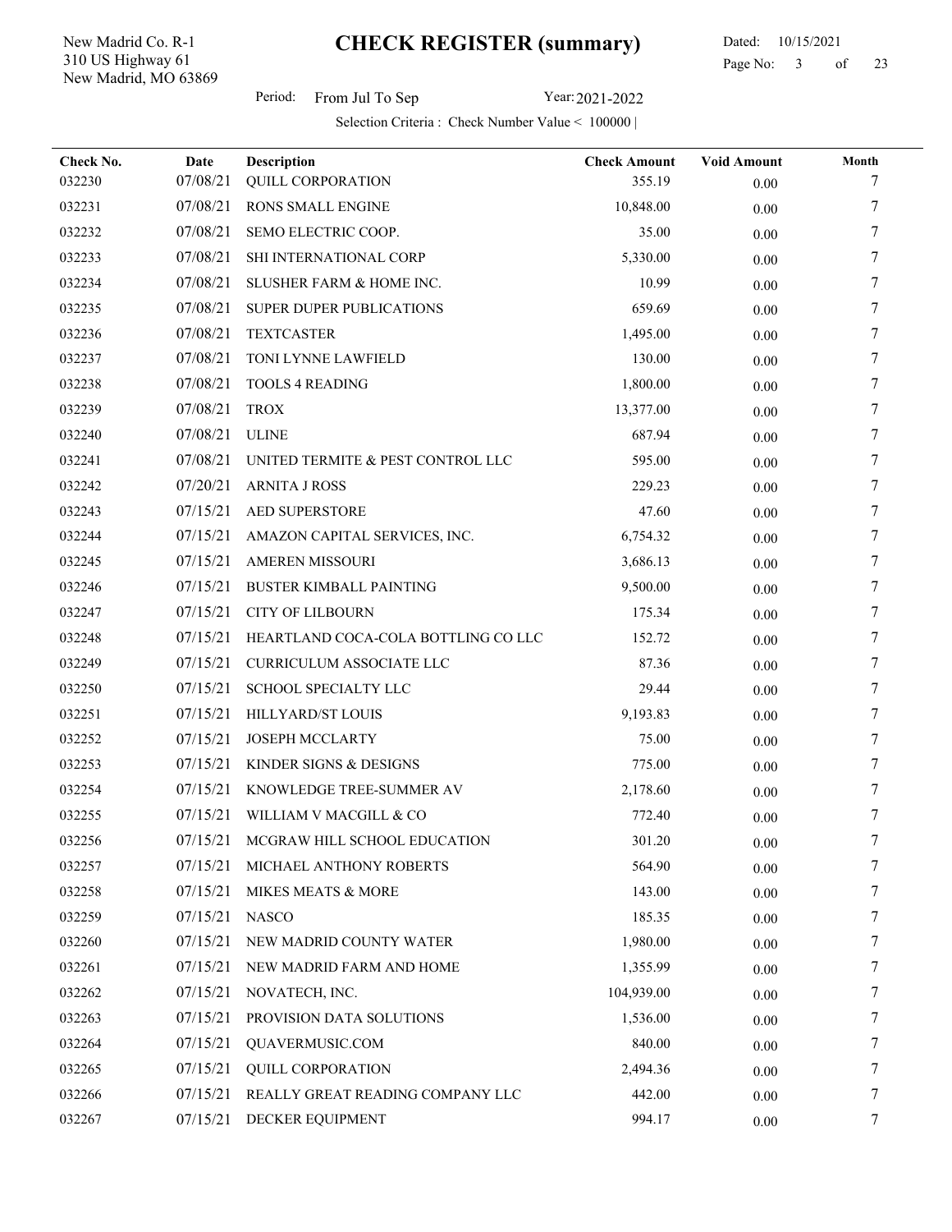New Madrid Co. R-1
310 US Highway 61
New Madrid, MO 63869

# CHECK REGISTER (summary)

Dated: 10/15/2021

Period: From Jul To Sep Year: 2021-2022

Selection Criteria : Check Number Value < 100000 |

| Check No. | Date | Description | Check Amount | Void Amount | Month |
|---|---|---|---|---|---|
| 032230 | 07/08/21 | QUILL CORPORATION | 355.19 | 0.00 | 7 |
| 032231 | 07/08/21 | RONS SMALL ENGINE | 10,848.00 | 0.00 | 7 |
| 032232 | 07/08/21 | SEMO ELECTRIC COOP. | 35.00 | 0.00 | 7 |
| 032233 | 07/08/21 | SHI INTERNATIONAL CORP | 5,330.00 | 0.00 | 7 |
| 032234 | 07/08/21 | SLUSHER FARM & HOME INC. | 10.99 | 0.00 | 7 |
| 032235 | 07/08/21 | SUPER DUPER PUBLICATIONS | 659.69 | 0.00 | 7 |
| 032236 | 07/08/21 | TEXTCASTER | 1,495.00 | 0.00 | 7 |
| 032237 | 07/08/21 | TONI LYNNE LAWFIELD | 130.00 | 0.00 | 7 |
| 032238 | 07/08/21 | TOOLS 4 READING | 1,800.00 | 0.00 | 7 |
| 032239 | 07/08/21 | TROX | 13,377.00 | 0.00 | 7 |
| 032240 | 07/08/21 | ULINE | 687.94 | 0.00 | 7 |
| 032241 | 07/08/21 | UNITED TERMITE & PEST CONTROL LLC | 595.00 | 0.00 | 7 |
| 032242 | 07/20/21 | ARNITA J ROSS | 229.23 | 0.00 | 7 |
| 032243 | 07/15/21 | AED SUPERSTORE | 47.60 | 0.00 | 7 |
| 032244 | 07/15/21 | AMAZON CAPITAL SERVICES, INC. | 6,754.32 | 0.00 | 7 |
| 032245 | 07/15/21 | AMEREN MISSOURI | 3,686.13 | 0.00 | 7 |
| 032246 | 07/15/21 | BUSTER KIMBALL PAINTING | 9,500.00 | 0.00 | 7 |
| 032247 | 07/15/21 | CITY OF LILBOURN | 175.34 | 0.00 | 7 |
| 032248 | 07/15/21 | HEARTLAND COCA-COLA BOTTLING CO LLC | 152.72 | 0.00 | 7 |
| 032249 | 07/15/21 | CURRICULUM ASSOCIATE LLC | 87.36 | 0.00 | 7 |
| 032250 | 07/15/21 | SCHOOL SPECIALTY LLC | 29.44 | 0.00 | 7 |
| 032251 | 07/15/21 | HILLYARD/ST LOUIS | 9,193.83 | 0.00 | 7 |
| 032252 | 07/15/21 | JOSEPH MCCLARTY | 75.00 | 0.00 | 7 |
| 032253 | 07/15/21 | KINDER SIGNS & DESIGNS | 775.00 | 0.00 | 7 |
| 032254 | 07/15/21 | KNOWLEDGE TREE-SUMMER AV | 2,178.60 | 0.00 | 7 |
| 032255 | 07/15/21 | WILLIAM V MACGILL & CO | 772.40 | 0.00 | 7 |
| 032256 | 07/15/21 | MCGRAW HILL SCHOOL EDUCATION | 301.20 | 0.00 | 7 |
| 032257 | 07/15/21 | MICHAEL ANTHONY ROBERTS | 564.90 | 0.00 | 7 |
| 032258 | 07/15/21 | MIKES MEATS & MORE | 143.00 | 0.00 | 7 |
| 032259 | 07/15/21 | NASCO | 185.35 | 0.00 | 7 |
| 032260 | 07/15/21 | NEW MADRID COUNTY WATER | 1,980.00 | 0.00 | 7 |
| 032261 | 07/15/21 | NEW MADRID FARM AND HOME | 1,355.99 | 0.00 | 7 |
| 032262 | 07/15/21 | NOVATECH, INC. | 104,939.00 | 0.00 | 7 |
| 032263 | 07/15/21 | PROVISION DATA SOLUTIONS | 1,536.00 | 0.00 | 7 |
| 032264 | 07/15/21 | QUAVERMUSIC.COM | 840.00 | 0.00 | 7 |
| 032265 | 07/15/21 | QUILL CORPORATION | 2,494.36 | 0.00 | 7 |
| 032266 | 07/15/21 | REALLY GREAT READING COMPANY LLC | 442.00 | 0.00 | 7 |
| 032267 | 07/15/21 | DECKER EQUIPMENT | 994.17 | 0.00 | 7 |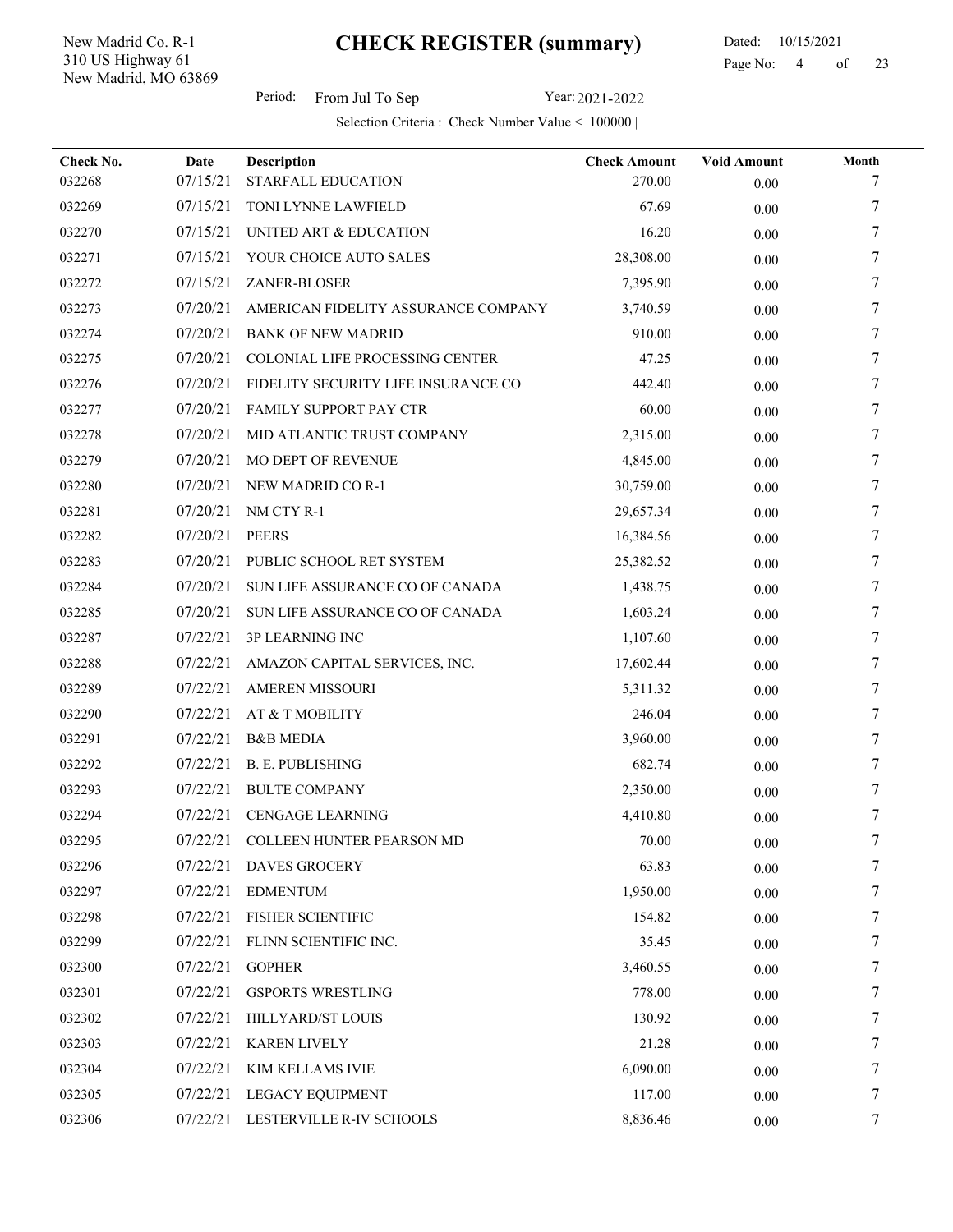New Madrid Co. R-1
310 US Highway 61
New Madrid, MO 63869

# CHECK REGISTER (summary)

Dated: 10/15/2021

Period: From Jul To Sep    Year: 2021-2022

Selection Criteria : Check Number Value < 100000 |

| Check No. | Date | Description | Check Amount | Void Amount | Month |
|---|---|---|---|---|---|
| 032268 | 07/15/21 | STARFALL EDUCATION | 270.00 | 0.00 | 7 |
| 032269 | 07/15/21 | TONI LYNNE LAWFIELD | 67.69 | 0.00 | 7 |
| 032270 | 07/15/21 | UNITED ART & EDUCATION | 16.20 | 0.00 | 7 |
| 032271 | 07/15/21 | YOUR CHOICE AUTO SALES | 28,308.00 | 0.00 | 7 |
| 032272 | 07/15/21 | ZANER-BLOSER | 7,395.90 | 0.00 | 7 |
| 032273 | 07/20/21 | AMERICAN FIDELITY ASSURANCE COMPANY | 3,740.59 | 0.00 | 7 |
| 032274 | 07/20/21 | BANK OF NEW MADRID | 910.00 | 0.00 | 7 |
| 032275 | 07/20/21 | COLONIAL LIFE PROCESSING CENTER | 47.25 | 0.00 | 7 |
| 032276 | 07/20/21 | FIDELITY SECURITY LIFE INSURANCE CO | 442.40 | 0.00 | 7 |
| 032277 | 07/20/21 | FAMILY SUPPORT PAY CTR | 60.00 | 0.00 | 7 |
| 032278 | 07/20/21 | MID ATLANTIC TRUST COMPANY | 2,315.00 | 0.00 | 7 |
| 032279 | 07/20/21 | MO DEPT OF REVENUE | 4,845.00 | 0.00 | 7 |
| 032280 | 07/20/21 | NEW MADRID CO R-1 | 30,759.00 | 0.00 | 7 |
| 032281 | 07/20/21 | NM CTY R-1 | 29,657.34 | 0.00 | 7 |
| 032282 | 07/20/21 | PEERS | 16,384.56 | 0.00 | 7 |
| 032283 | 07/20/21 | PUBLIC SCHOOL RET SYSTEM | 25,382.52 | 0.00 | 7 |
| 032284 | 07/20/21 | SUN LIFE ASSURANCE CO OF CANADA | 1,438.75 | 0.00 | 7 |
| 032285 | 07/20/21 | SUN LIFE ASSURANCE CO OF CANADA | 1,603.24 | 0.00 | 7 |
| 032287 | 07/22/21 | 3P LEARNING INC | 1,107.60 | 0.00 | 7 |
| 032288 | 07/22/21 | AMAZON CAPITAL SERVICES, INC. | 17,602.44 | 0.00 | 7 |
| 032289 | 07/22/21 | AMEREN MISSOURI | 5,311.32 | 0.00 | 7 |
| 032290 | 07/22/21 | AT & T MOBILITY | 246.04 | 0.00 | 7 |
| 032291 | 07/22/21 | B&B MEDIA | 3,960.00 | 0.00 | 7 |
| 032292 | 07/22/21 | B. E. PUBLISHING | 682.74 | 0.00 | 7 |
| 032293 | 07/22/21 | BULTE COMPANY | 2,350.00 | 0.00 | 7 |
| 032294 | 07/22/21 | CENGAGE LEARNING | 4,410.80 | 0.00 | 7 |
| 032295 | 07/22/21 | COLLEEN HUNTER PEARSON MD | 70.00 | 0.00 | 7 |
| 032296 | 07/22/21 | DAVES GROCERY | 63.83 | 0.00 | 7 |
| 032297 | 07/22/21 | EDMENTUM | 1,950.00 | 0.00 | 7 |
| 032298 | 07/22/21 | FISHER SCIENTIFIC | 154.82 | 0.00 | 7 |
| 032299 | 07/22/21 | FLINN SCIENTIFIC INC. | 35.45 | 0.00 | 7 |
| 032300 | 07/22/21 | GOPHER | 3,460.55 | 0.00 | 7 |
| 032301 | 07/22/21 | GSPORTS WRESTLING | 778.00 | 0.00 | 7 |
| 032302 | 07/22/21 | HILLYARD/ST LOUIS | 130.92 | 0.00 | 7 |
| 032303 | 07/22/21 | KAREN LIVELY | 21.28 | 0.00 | 7 |
| 032304 | 07/22/21 | KIM KELLAMS IVIE | 6,090.00 | 0.00 | 7 |
| 032305 | 07/22/21 | LEGACY EQUIPMENT | 117.00 | 0.00 | 7 |
| 032306 | 07/22/21 | LESTERVILLE R-IV SCHOOLS | 8,836.46 | 0.00 | 7 |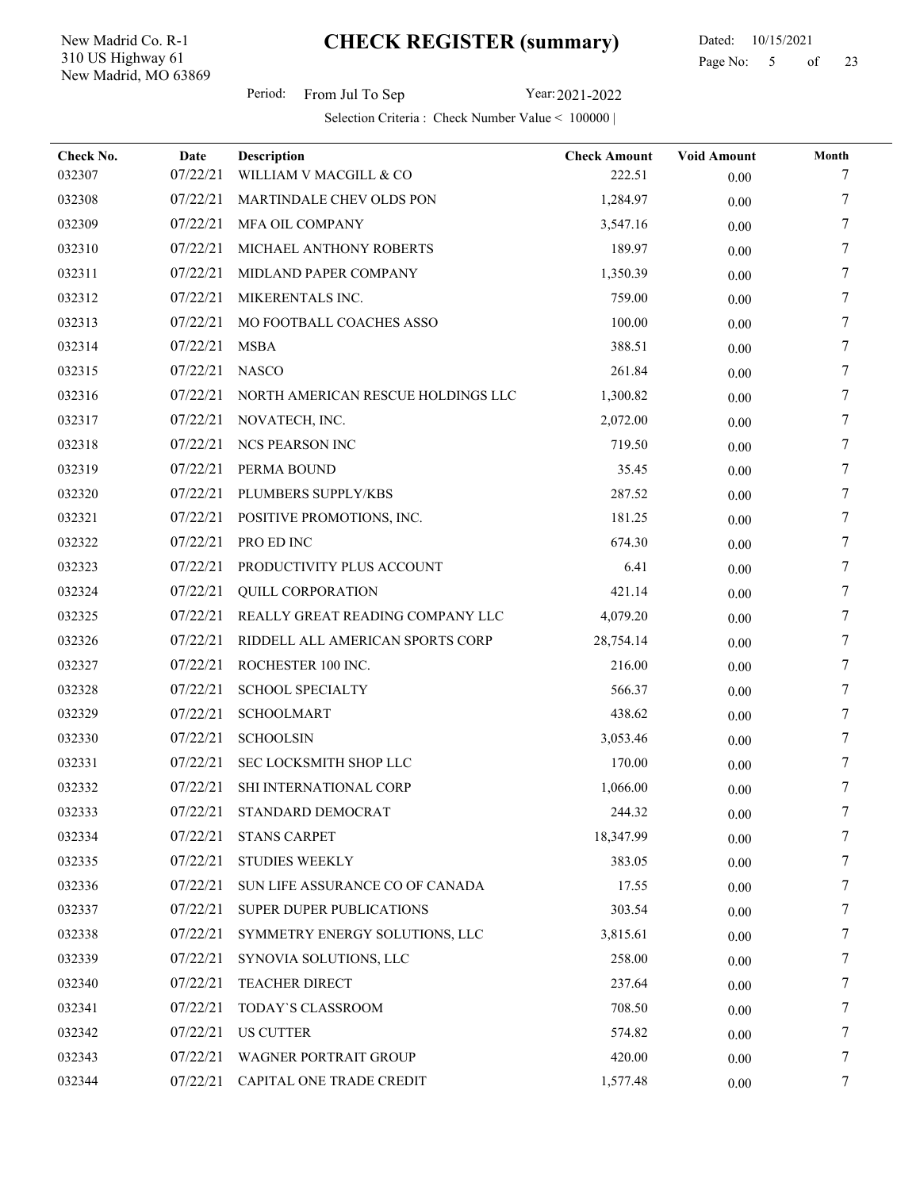New Madrid Co. R-1
310 US Highway 61
New Madrid, MO 63869

# CHECK REGISTER (summary)

Dated: 10/15/2021

Period: From Jul To Sep    Year: 2021-2022

Selection Criteria : Check Number Value < 100000 |

| Check No. | Date | Description | Check Amount | Void Amount | Month |
|---|---|---|---|---|---|
| 032307 | 07/22/21 | WILLIAM V MACGILL & CO | 222.51 | 0.00 | 7 |
| 032308 | 07/22/21 | MARTINDALE CHEV OLDS PON | 1,284.97 | 0.00 | 7 |
| 032309 | 07/22/21 | MFA OIL COMPANY | 3,547.16 | 0.00 | 7 |
| 032310 | 07/22/21 | MICHAEL ANTHONY ROBERTS | 189.97 | 0.00 | 7 |
| 032311 | 07/22/21 | MIDLAND PAPER COMPANY | 1,350.39 | 0.00 | 7 |
| 032312 | 07/22/21 | MIKERENTALS INC. | 759.00 | 0.00 | 7 |
| 032313 | 07/22/21 | MO FOOTBALL COACHES ASSO | 100.00 | 0.00 | 7 |
| 032314 | 07/22/21 | MSBA | 388.51 | 0.00 | 7 |
| 032315 | 07/22/21 | NASCO | 261.84 | 0.00 | 7 |
| 032316 | 07/22/21 | NORTH AMERICAN RESCUE HOLDINGS LLC | 1,300.82 | 0.00 | 7 |
| 032317 | 07/22/21 | NOVATECH, INC. | 2,072.00 | 0.00 | 7 |
| 032318 | 07/22/21 | NCS PEARSON INC | 719.50 | 0.00 | 7 |
| 032319 | 07/22/21 | PERMA BOUND | 35.45 | 0.00 | 7 |
| 032320 | 07/22/21 | PLUMBERS SUPPLY/KBS | 287.52 | 0.00 | 7 |
| 032321 | 07/22/21 | POSITIVE PROMOTIONS, INC. | 181.25 | 0.00 | 7 |
| 032322 | 07/22/21 | PRO ED INC | 674.30 | 0.00 | 7 |
| 032323 | 07/22/21 | PRODUCTIVITY PLUS ACCOUNT | 6.41 | 0.00 | 7 |
| 032324 | 07/22/21 | QUILL CORPORATION | 421.14 | 0.00 | 7 |
| 032325 | 07/22/21 | REALLY GREAT READING COMPANY LLC | 4,079.20 | 0.00 | 7 |
| 032326 | 07/22/21 | RIDDELL ALL AMERICAN SPORTS CORP | 28,754.14 | 0.00 | 7 |
| 032327 | 07/22/21 | ROCHESTER 100 INC. | 216.00 | 0.00 | 7 |
| 032328 | 07/22/21 | SCHOOL SPECIALTY | 566.37 | 0.00 | 7 |
| 032329 | 07/22/21 | SCHOOLMART | 438.62 | 0.00 | 7 |
| 032330 | 07/22/21 | SCHOOLSIN | 3,053.46 | 0.00 | 7 |
| 032331 | 07/22/21 | SEC LOCKSMITH SHOP LLC | 170.00 | 0.00 | 7 |
| 032332 | 07/22/21 | SHI INTERNATIONAL CORP | 1,066.00 | 0.00 | 7 |
| 032333 | 07/22/21 | STANDARD DEMOCRAT | 244.32 | 0.00 | 7 |
| 032334 | 07/22/21 | STANS CARPET | 18,347.99 | 0.00 | 7 |
| 032335 | 07/22/21 | STUDIES WEEKLY | 383.05 | 0.00 | 7 |
| 032336 | 07/22/21 | SUN LIFE ASSURANCE CO OF CANADA | 17.55 | 0.00 | 7 |
| 032337 | 07/22/21 | SUPER DUPER PUBLICATIONS | 303.54 | 0.00 | 7 |
| 032338 | 07/22/21 | SYMMETRY ENERGY SOLUTIONS, LLC | 3,815.61 | 0.00 | 7 |
| 032339 | 07/22/21 | SYNOVIA SOLUTIONS, LLC | 258.00 | 0.00 | 7 |
| 032340 | 07/22/21 | TEACHER DIRECT | 237.64 | 0.00 | 7 |
| 032341 | 07/22/21 | TODAY`S CLASSROOM | 708.50 | 0.00 | 7 |
| 032342 | 07/22/21 | US CUTTER | 574.82 | 0.00 | 7 |
| 032343 | 07/22/21 | WAGNER PORTRAIT GROUP | 420.00 | 0.00 | 7 |
| 032344 | 07/22/21 | CAPITAL ONE TRADE CREDIT | 1,577.48 | 0.00 | 7 |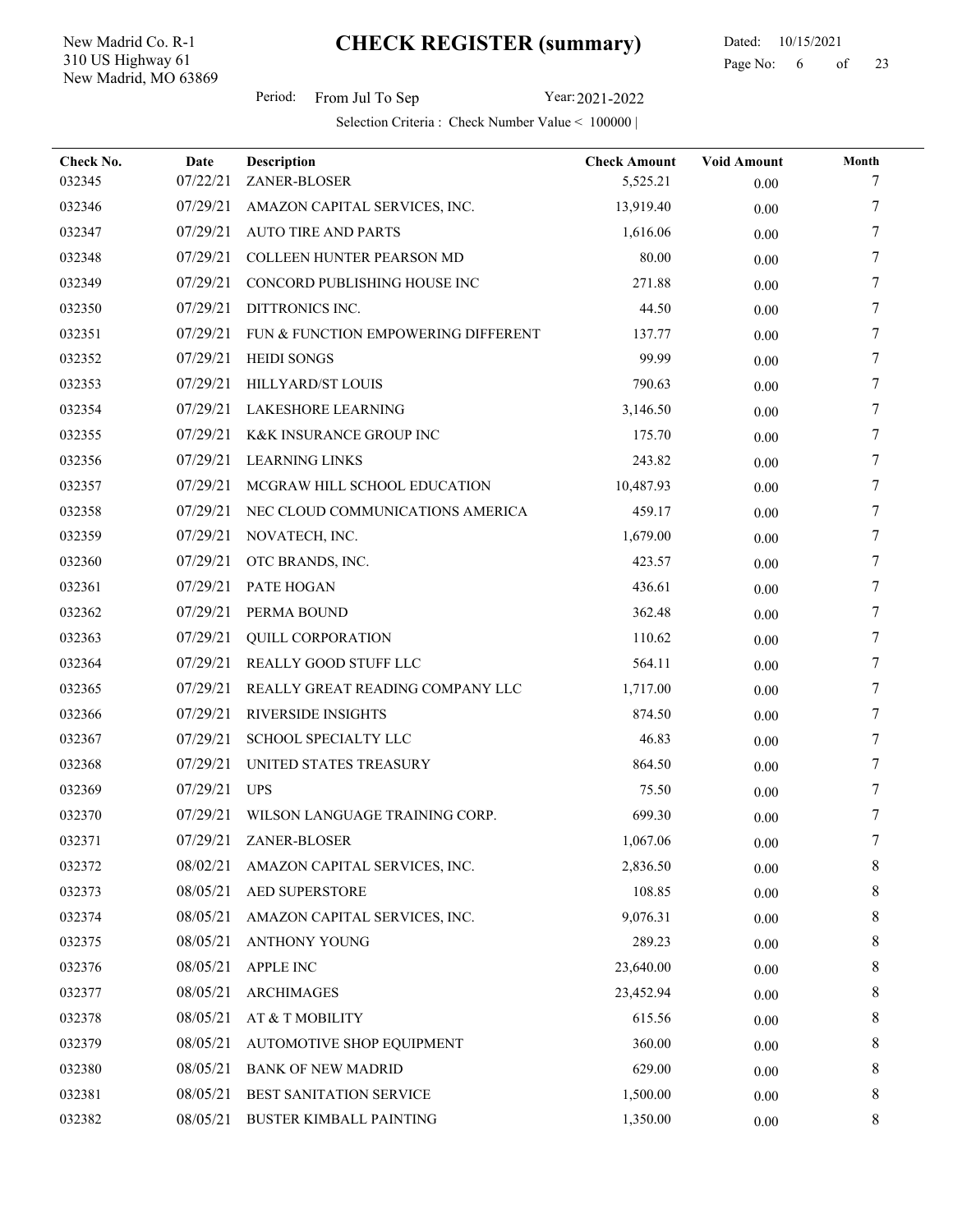New Madrid Co. R-1
310 US Highway 61
New Madrid, MO 63869

# CHECK REGISTER (summary)

Dated: 10/15/2021

Period: From Jul To Sep    Year: 2021-2022

Selection Criteria : Check Number Value < 100000 |

| Check No. | Date | Description | Check Amount | Void Amount | Month |
|---|---|---|---|---|---|
| 032345 | 07/22/21 | ZANER-BLOSER | 5,525.21 | 0.00 | 7 |
| 032346 | 07/29/21 | AMAZON CAPITAL SERVICES, INC. | 13,919.40 | 0.00 | 7 |
| 032347 | 07/29/21 | AUTO TIRE AND PARTS | 1,616.06 | 0.00 | 7 |
| 032348 | 07/29/21 | COLLEEN HUNTER PEARSON MD | 80.00 | 0.00 | 7 |
| 032349 | 07/29/21 | CONCORD PUBLISHING HOUSE INC | 271.88 | 0.00 | 7 |
| 032350 | 07/29/21 | DITTRONICS INC. | 44.50 | 0.00 | 7 |
| 032351 | 07/29/21 | FUN & FUNCTION EMPOWERING DIFFERENT | 137.77 | 0.00 | 7 |
| 032352 | 07/29/21 | HEIDI SONGS | 99.99 | 0.00 | 7 |
| 032353 | 07/29/21 | HILLYARD/ST LOUIS | 790.63 | 0.00 | 7 |
| 032354 | 07/29/21 | LAKESHORE LEARNING | 3,146.50 | 0.00 | 7 |
| 032355 | 07/29/21 | K&K INSURANCE GROUP INC | 175.70 | 0.00 | 7 |
| 032356 | 07/29/21 | LEARNING LINKS | 243.82 | 0.00 | 7 |
| 032357 | 07/29/21 | MCGRAW HILL SCHOOL EDUCATION | 10,487.93 | 0.00 | 7 |
| 032358 | 07/29/21 | NEC CLOUD COMMUNICATIONS AMERICA | 459.17 | 0.00 | 7 |
| 032359 | 07/29/21 | NOVATECH, INC. | 1,679.00 | 0.00 | 7 |
| 032360 | 07/29/21 | OTC BRANDS, INC. | 423.57 | 0.00 | 7 |
| 032361 | 07/29/21 | PATE HOGAN | 436.61 | 0.00 | 7 |
| 032362 | 07/29/21 | PERMA BOUND | 362.48 | 0.00 | 7 |
| 032363 | 07/29/21 | QUILL CORPORATION | 110.62 | 0.00 | 7 |
| 032364 | 07/29/21 | REALLY GOOD STUFF LLC | 564.11 | 0.00 | 7 |
| 032365 | 07/29/21 | REALLY GREAT READING COMPANY LLC | 1,717.00 | 0.00 | 7 |
| 032366 | 07/29/21 | RIVERSIDE INSIGHTS | 874.50 | 0.00 | 7 |
| 032367 | 07/29/21 | SCHOOL SPECIALTY LLC | 46.83 | 0.00 | 7 |
| 032368 | 07/29/21 | UNITED STATES TREASURY | 864.50 | 0.00 | 7 |
| 032369 | 07/29/21 | UPS | 75.50 | 0.00 | 7 |
| 032370 | 07/29/21 | WILSON LANGUAGE TRAINING CORP. | 699.30 | 0.00 | 7 |
| 032371 | 07/29/21 | ZANER-BLOSER | 1,067.06 | 0.00 | 7 |
| 032372 | 08/02/21 | AMAZON CAPITAL SERVICES, INC. | 2,836.50 | 0.00 | 8 |
| 032373 | 08/05/21 | AED SUPERSTORE | 108.85 | 0.00 | 8 |
| 032374 | 08/05/21 | AMAZON CAPITAL SERVICES, INC. | 9,076.31 | 0.00 | 8 |
| 032375 | 08/05/21 | ANTHONY YOUNG | 289.23 | 0.00 | 8 |
| 032376 | 08/05/21 | APPLE INC | 23,640.00 | 0.00 | 8 |
| 032377 | 08/05/21 | ARCHIMAGES | 23,452.94 | 0.00 | 8 |
| 032378 | 08/05/21 | AT & T MOBILITY | 615.56 | 0.00 | 8 |
| 032379 | 08/05/21 | AUTOMOTIVE SHOP EQUIPMENT | 360.00 | 0.00 | 8 |
| 032380 | 08/05/21 | BANK OF NEW MADRID | 629.00 | 0.00 | 8 |
| 032381 | 08/05/21 | BEST SANITATION SERVICE | 1,500.00 | 0.00 | 8 |
| 032382 | 08/05/21 | BUSTER KIMBALL PAINTING | 1,350.00 | 0.00 | 8 |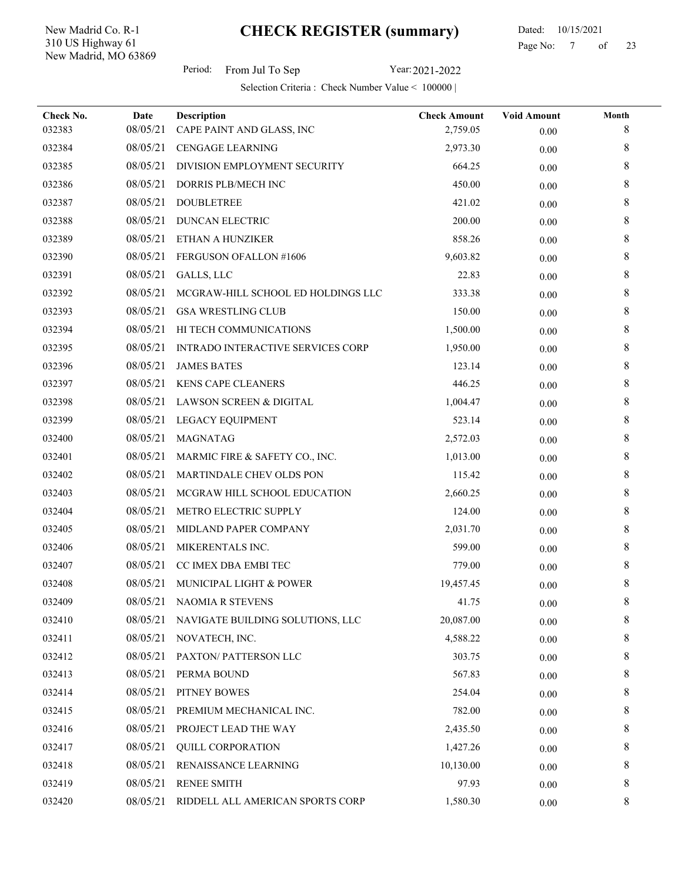New Madrid Co. R-1
310 US Highway 61
New Madrid, MO 63869

# CHECK REGISTER (summary)

Dated: 10/15/2021

Period: From Jul To Sep Year: 2021-2022

Selection Criteria : Check Number Value < 100000 |

| Check No. | Date | Description | Check Amount | Void Amount | Month |
|---|---|---|---|---|---|
| 032383 | 08/05/21 | CAPE PAINT AND GLASS, INC | 2,759.05 | 0.00 | 8 |
| 032384 | 08/05/21 | CENGAGE LEARNING | 2,973.30 | 0.00 | 8 |
| 032385 | 08/05/21 | DIVISION EMPLOYMENT SECURITY | 664.25 | 0.00 | 8 |
| 032386 | 08/05/21 | DORRIS PLB/MECH INC | 450.00 | 0.00 | 8 |
| 032387 | 08/05/21 | DOUBLETREE | 421.02 | 0.00 | 8 |
| 032388 | 08/05/21 | DUNCAN ELECTRIC | 200.00 | 0.00 | 8 |
| 032389 | 08/05/21 | ETHAN A HUNZIKER | 858.26 | 0.00 | 8 |
| 032390 | 08/05/21 | FERGUSON OFALLON #1606 | 9,603.82 | 0.00 | 8 |
| 032391 | 08/05/21 | GALLS, LLC | 22.83 | 0.00 | 8 |
| 032392 | 08/05/21 | MCGRAW-HILL SCHOOL ED HOLDINGS LLC | 333.38 | 0.00 | 8 |
| 032393 | 08/05/21 | GSA WRESTLING CLUB | 150.00 | 0.00 | 8 |
| 032394 | 08/05/21 | HI TECH COMMUNICATIONS | 1,500.00 | 0.00 | 8 |
| 032395 | 08/05/21 | INTRADO INTERACTIVE SERVICES CORP | 1,950.00 | 0.00 | 8 |
| 032396 | 08/05/21 | JAMES BATES | 123.14 | 0.00 | 8 |
| 032397 | 08/05/21 | KENS CAPE CLEANERS | 446.25 | 0.00 | 8 |
| 032398 | 08/05/21 | LAWSON SCREEN & DIGITAL | 1,004.47 | 0.00 | 8 |
| 032399 | 08/05/21 | LEGACY EQUIPMENT | 523.14 | 0.00 | 8 |
| 032400 | 08/05/21 | MAGNATAG | 2,572.03 | 0.00 | 8 |
| 032401 | 08/05/21 | MARMIC FIRE & SAFETY CO., INC. | 1,013.00 | 0.00 | 8 |
| 032402 | 08/05/21 | MARTINDALE CHEV OLDS PON | 115.42 | 0.00 | 8 |
| 032403 | 08/05/21 | MCGRAW HILL SCHOOL EDUCATION | 2,660.25 | 0.00 | 8 |
| 032404 | 08/05/21 | METRO ELECTRIC SUPPLY | 124.00 | 0.00 | 8 |
| 032405 | 08/05/21 | MIDLAND PAPER COMPANY | 2,031.70 | 0.00 | 8 |
| 032406 | 08/05/21 | MIKERENTALS INC. | 599.00 | 0.00 | 8 |
| 032407 | 08/05/21 | CC IMEX DBA EMBI TEC | 779.00 | 0.00 | 8 |
| 032408 | 08/05/21 | MUNICIPAL LIGHT & POWER | 19,457.45 | 0.00 | 8 |
| 032409 | 08/05/21 | NAOMIA R STEVENS | 41.75 | 0.00 | 8 |
| 032410 | 08/05/21 | NAVIGATE BUILDING SOLUTIONS, LLC | 20,087.00 | 0.00 | 8 |
| 032411 | 08/05/21 | NOVATECH, INC. | 4,588.22 | 0.00 | 8 |
| 032412 | 08/05/21 | PAXTON/ PATTERSON LLC | 303.75 | 0.00 | 8 |
| 032413 | 08/05/21 | PERMA BOUND | 567.83 | 0.00 | 8 |
| 032414 | 08/05/21 | PITNEY BOWES | 254.04 | 0.00 | 8 |
| 032415 | 08/05/21 | PREMIUM MECHANICAL INC. | 782.00 | 0.00 | 8 |
| 032416 | 08/05/21 | PROJECT LEAD THE WAY | 2,435.50 | 0.00 | 8 |
| 032417 | 08/05/21 | QUILL CORPORATION | 1,427.26 | 0.00 | 8 |
| 032418 | 08/05/21 | RENAISSANCE LEARNING | 10,130.00 | 0.00 | 8 |
| 032419 | 08/05/21 | RENEE SMITH | 97.93 | 0.00 | 8 |
| 032420 | 08/05/21 | RIDDELL ALL AMERICAN SPORTS CORP | 1,580.30 | 0.00 | 8 |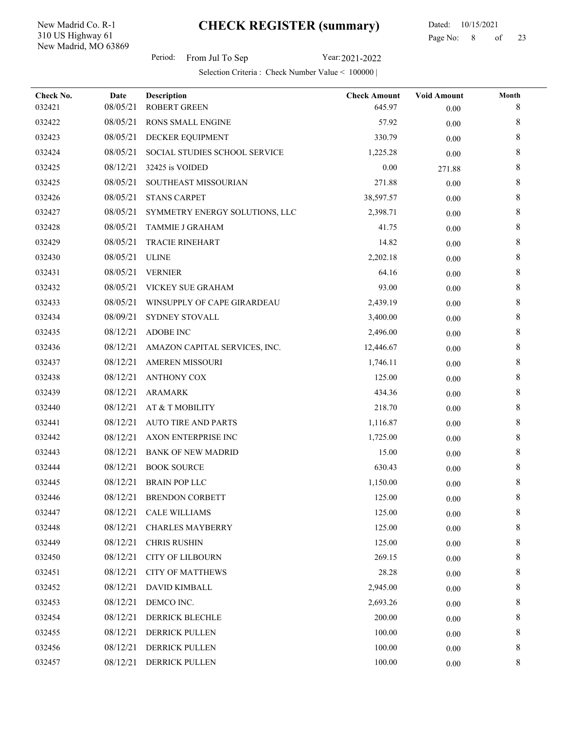New Madrid Co. R-1
310 US Highway 61
New Madrid, MO 63869

# CHECK REGISTER (summary)

Dated: 10/15/2021

Period: From Jul To Sep Year: 2021-2022

Selection Criteria : Check Number Value < 100000 |

| Check No. | Date | Description | Check Amount | Void Amount | Month |
|---|---|---|---|---|---|
| 032421 | 08/05/21 | ROBERT GREEN | 645.97 | 0.00 | 8 |
| 032422 | 08/05/21 | RONS SMALL ENGINE | 57.92 | 0.00 | 8 |
| 032423 | 08/05/21 | DECKER EQUIPMENT | 330.79 | 0.00 | 8 |
| 032424 | 08/05/21 | SOCIAL STUDIES SCHOOL SERVICE | 1,225.28 | 0.00 | 8 |
| 032425 | 08/12/21 | 32425 is VOIDED | 0.00 | 271.88 | 8 |
| 032425 | 08/05/21 | SOUTHEAST MISSOURIAN | 271.88 | 0.00 | 8 |
| 032426 | 08/05/21 | STANS CARPET | 38,597.57 | 0.00 | 8 |
| 032427 | 08/05/21 | SYMMETRY ENERGY SOLUTIONS, LLC | 2,398.71 | 0.00 | 8 |
| 032428 | 08/05/21 | TAMMIE J GRAHAM | 41.75 | 0.00 | 8 |
| 032429 | 08/05/21 | TRACIE RINEHART | 14.82 | 0.00 | 8 |
| 032430 | 08/05/21 | ULINE | 2,202.18 | 0.00 | 8 |
| 032431 | 08/05/21 | VERNIER | 64.16 | 0.00 | 8 |
| 032432 | 08/05/21 | VICKEY SUE GRAHAM | 93.00 | 0.00 | 8 |
| 032433 | 08/05/21 | WINSUPPLY OF CAPE GIRARDEAU | 2,439.19 | 0.00 | 8 |
| 032434 | 08/09/21 | SYDNEY STOVALL | 3,400.00 | 0.00 | 8 |
| 032435 | 08/12/21 | ADOBE INC | 2,496.00 | 0.00 | 8 |
| 032436 | 08/12/21 | AMAZON CAPITAL SERVICES, INC. | 12,446.67 | 0.00 | 8 |
| 032437 | 08/12/21 | AMEREN MISSOURI | 1,746.11 | 0.00 | 8 |
| 032438 | 08/12/21 | ANTHONY COX | 125.00 | 0.00 | 8 |
| 032439 | 08/12/21 | ARAMARK | 434.36 | 0.00 | 8 |
| 032440 | 08/12/21 | AT & T MOBILITY | 218.70 | 0.00 | 8 |
| 032441 | 08/12/21 | AUTO TIRE AND PARTS | 1,116.87 | 0.00 | 8 |
| 032442 | 08/12/21 | AXON ENTERPRISE INC | 1,725.00 | 0.00 | 8 |
| 032443 | 08/12/21 | BANK OF NEW MADRID | 15.00 | 0.00 | 8 |
| 032444 | 08/12/21 | BOOK SOURCE | 630.43 | 0.00 | 8 |
| 032445 | 08/12/21 | BRAIN POP LLC | 1,150.00 | 0.00 | 8 |
| 032446 | 08/12/21 | BRENDON CORBETT | 125.00 | 0.00 | 8 |
| 032447 | 08/12/21 | CALE WILLIAMS | 125.00 | 0.00 | 8 |
| 032448 | 08/12/21 | CHARLES MAYBERRY | 125.00 | 0.00 | 8 |
| 032449 | 08/12/21 | CHRIS RUSHIN | 125.00 | 0.00 | 8 |
| 032450 | 08/12/21 | CITY OF LILBOURN | 269.15 | 0.00 | 8 |
| 032451 | 08/12/21 | CITY OF MATTHEWS | 28.28 | 0.00 | 8 |
| 032452 | 08/12/21 | DAVID KIMBALL | 2,945.00 | 0.00 | 8 |
| 032453 | 08/12/21 | DEMCO INC. | 2,693.26 | 0.00 | 8 |
| 032454 | 08/12/21 | DERRICK BLECHLE | 200.00 | 0.00 | 8 |
| 032455 | 08/12/21 | DERRICK PULLEN | 100.00 | 0.00 | 8 |
| 032456 | 08/12/21 | DERRICK PULLEN | 100.00 | 0.00 | 8 |
| 032457 | 08/12/21 | DERRICK PULLEN | 100.00 | 0.00 | 8 |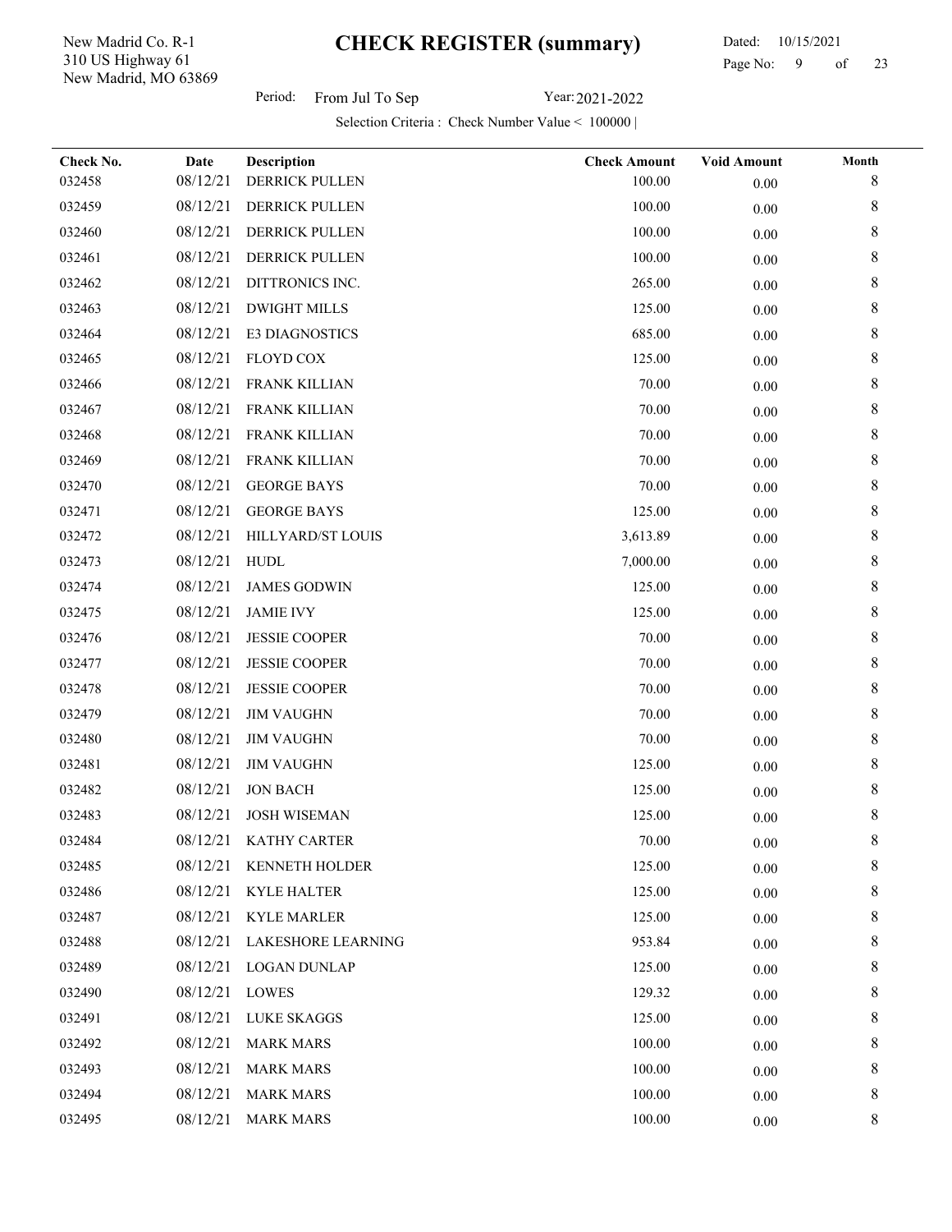New Madrid Co. R-1
310 US Highway 61
New Madrid, MO 63869

# CHECK REGISTER (summary)

Dated: 10/15/2021

Period: From Jul To Sep    Year: 2021-2022

Selection Criteria : Check Number Value < 100000 |

| Check No. | Date | Description | Check Amount | Void Amount | Month |
|---|---|---|---|---|---|
| 032458 | 08/12/21 | DERRICK PULLEN | 100.00 | 0.00 | 8 |
| 032459 | 08/12/21 | DERRICK PULLEN | 100.00 | 0.00 | 8 |
| 032460 | 08/12/21 | DERRICK PULLEN | 100.00 | 0.00 | 8 |
| 032461 | 08/12/21 | DERRICK PULLEN | 100.00 | 0.00 | 8 |
| 032462 | 08/12/21 | DITTRONICS INC. | 265.00 | 0.00 | 8 |
| 032463 | 08/12/21 | DWIGHT MILLS | 125.00 | 0.00 | 8 |
| 032464 | 08/12/21 | E3 DIAGNOSTICS | 685.00 | 0.00 | 8 |
| 032465 | 08/12/21 | FLOYD COX | 125.00 | 0.00 | 8 |
| 032466 | 08/12/21 | FRANK KILLIAN | 70.00 | 0.00 | 8 |
| 032467 | 08/12/21 | FRANK KILLIAN | 70.00 | 0.00 | 8 |
| 032468 | 08/12/21 | FRANK KILLIAN | 70.00 | 0.00 | 8 |
| 032469 | 08/12/21 | FRANK KILLIAN | 70.00 | 0.00 | 8 |
| 032470 | 08/12/21 | GEORGE BAYS | 70.00 | 0.00 | 8 |
| 032471 | 08/12/21 | GEORGE BAYS | 125.00 | 0.00 | 8 |
| 032472 | 08/12/21 | HILLYARD/ST LOUIS | 3,613.89 | 0.00 | 8 |
| 032473 | 08/12/21 | HUDL | 7,000.00 | 0.00 | 8 |
| 032474 | 08/12/21 | JAMES GODWIN | 125.00 | 0.00 | 8 |
| 032475 | 08/12/21 | JAMIE IVY | 125.00 | 0.00 | 8 |
| 032476 | 08/12/21 | JESSIE COOPER | 70.00 | 0.00 | 8 |
| 032477 | 08/12/21 | JESSIE COOPER | 70.00 | 0.00 | 8 |
| 032478 | 08/12/21 | JESSIE COOPER | 70.00 | 0.00 | 8 |
| 032479 | 08/12/21 | JIM VAUGHN | 70.00 | 0.00 | 8 |
| 032480 | 08/12/21 | JIM VAUGHN | 70.00 | 0.00 | 8 |
| 032481 | 08/12/21 | JIM VAUGHN | 125.00 | 0.00 | 8 |
| 032482 | 08/12/21 | JON BACH | 125.00 | 0.00 | 8 |
| 032483 | 08/12/21 | JOSH WISEMAN | 125.00 | 0.00 | 8 |
| 032484 | 08/12/21 | KATHY CARTER | 70.00 | 0.00 | 8 |
| 032485 | 08/12/21 | KENNETH HOLDER | 125.00 | 0.00 | 8 |
| 032486 | 08/12/21 | KYLE HALTER | 125.00 | 0.00 | 8 |
| 032487 | 08/12/21 | KYLE MARLER | 125.00 | 0.00 | 8 |
| 032488 | 08/12/21 | LAKESHORE LEARNING | 953.84 | 0.00 | 8 |
| 032489 | 08/12/21 | LOGAN DUNLAP | 125.00 | 0.00 | 8 |
| 032490 | 08/12/21 | LOWES | 129.32 | 0.00 | 8 |
| 032491 | 08/12/21 | LUKE SKAGGS | 125.00 | 0.00 | 8 |
| 032492 | 08/12/21 | MARK MARS | 100.00 | 0.00 | 8 |
| 032493 | 08/12/21 | MARK MARS | 100.00 | 0.00 | 8 |
| 032494 | 08/12/21 | MARK MARS | 100.00 | 0.00 | 8 |
| 032495 | 08/12/21 | MARK MARS | 100.00 | 0.00 | 8 |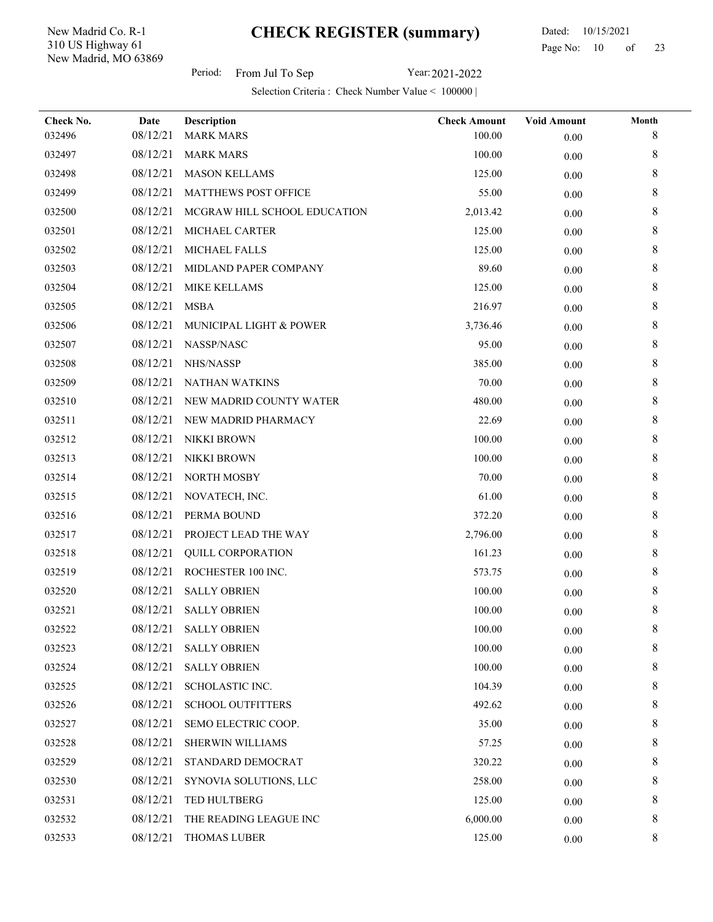New Madrid Co. R-1
310 US Highway 61
New Madrid, MO 63869

# CHECK REGISTER (summary)

Dated: 10/15/2021

Period: From Jul To Sep    Year: 2021-2022

Selection Criteria : Check Number Value < 100000 |

| Check No. | Date | Description | Check Amount | Void Amount | Month |
|---|---|---|---|---|---|
| 032496 | 08/12/21 | MARK MARS | 100.00 | 0.00 | 8 |
| 032497 | 08/12/21 | MARK MARS | 100.00 | 0.00 | 8 |
| 032498 | 08/12/21 | MASON KELLAMS | 125.00 | 0.00 | 8 |
| 032499 | 08/12/21 | MATTHEWS POST OFFICE | 55.00 | 0.00 | 8 |
| 032500 | 08/12/21 | MCGRAW HILL SCHOOL EDUCATION | 2,013.42 | 0.00 | 8 |
| 032501 | 08/12/21 | MICHAEL CARTER | 125.00 | 0.00 | 8 |
| 032502 | 08/12/21 | MICHAEL FALLS | 125.00 | 0.00 | 8 |
| 032503 | 08/12/21 | MIDLAND PAPER COMPANY | 89.60 | 0.00 | 8 |
| 032504 | 08/12/21 | MIKE KELLAMS | 125.00 | 0.00 | 8 |
| 032505 | 08/12/21 | MSBA | 216.97 | 0.00 | 8 |
| 032506 | 08/12/21 | MUNICIPAL LIGHT & POWER | 3,736.46 | 0.00 | 8 |
| 032507 | 08/12/21 | NASSP/NASC | 95.00 | 0.00 | 8 |
| 032508 | 08/12/21 | NHS/NASSP | 385.00 | 0.00 | 8 |
| 032509 | 08/12/21 | NATHAN WATKINS | 70.00 | 0.00 | 8 |
| 032510 | 08/12/21 | NEW MADRID COUNTY WATER | 480.00 | 0.00 | 8 |
| 032511 | 08/12/21 | NEW MADRID PHARMACY | 22.69 | 0.00 | 8 |
| 032512 | 08/12/21 | NIKKI BROWN | 100.00 | 0.00 | 8 |
| 032513 | 08/12/21 | NIKKI BROWN | 100.00 | 0.00 | 8 |
| 032514 | 08/12/21 | NORTH MOSBY | 70.00 | 0.00 | 8 |
| 032515 | 08/12/21 | NOVATECH, INC. | 61.00 | 0.00 | 8 |
| 032516 | 08/12/21 | PERMA BOUND | 372.20 | 0.00 | 8 |
| 032517 | 08/12/21 | PROJECT LEAD THE WAY | 2,796.00 | 0.00 | 8 |
| 032518 | 08/12/21 | QUILL CORPORATION | 161.23 | 0.00 | 8 |
| 032519 | 08/12/21 | ROCHESTER 100 INC. | 573.75 | 0.00 | 8 |
| 032520 | 08/12/21 | SALLY OBRIEN | 100.00 | 0.00 | 8 |
| 032521 | 08/12/21 | SALLY OBRIEN | 100.00 | 0.00 | 8 |
| 032522 | 08/12/21 | SALLY OBRIEN | 100.00 | 0.00 | 8 |
| 032523 | 08/12/21 | SALLY OBRIEN | 100.00 | 0.00 | 8 |
| 032524 | 08/12/21 | SALLY OBRIEN | 100.00 | 0.00 | 8 |
| 032525 | 08/12/21 | SCHOLASTIC INC. | 104.39 | 0.00 | 8 |
| 032526 | 08/12/21 | SCHOOL OUTFITTERS | 492.62 | 0.00 | 8 |
| 032527 | 08/12/21 | SEMO ELECTRIC COOP. | 35.00 | 0.00 | 8 |
| 032528 | 08/12/21 | SHERWIN WILLIAMS | 57.25 | 0.00 | 8 |
| 032529 | 08/12/21 | STANDARD DEMOCRAT | 320.22 | 0.00 | 8 |
| 032530 | 08/12/21 | SYNOVIA SOLUTIONS, LLC | 258.00 | 0.00 | 8 |
| 032531 | 08/12/21 | TED HULTBERG | 125.00 | 0.00 | 8 |
| 032532 | 08/12/21 | THE READING LEAGUE INC | 6,000.00 | 0.00 | 8 |
| 032533 | 08/12/21 | THOMAS LUBER | 125.00 | 0.00 | 8 |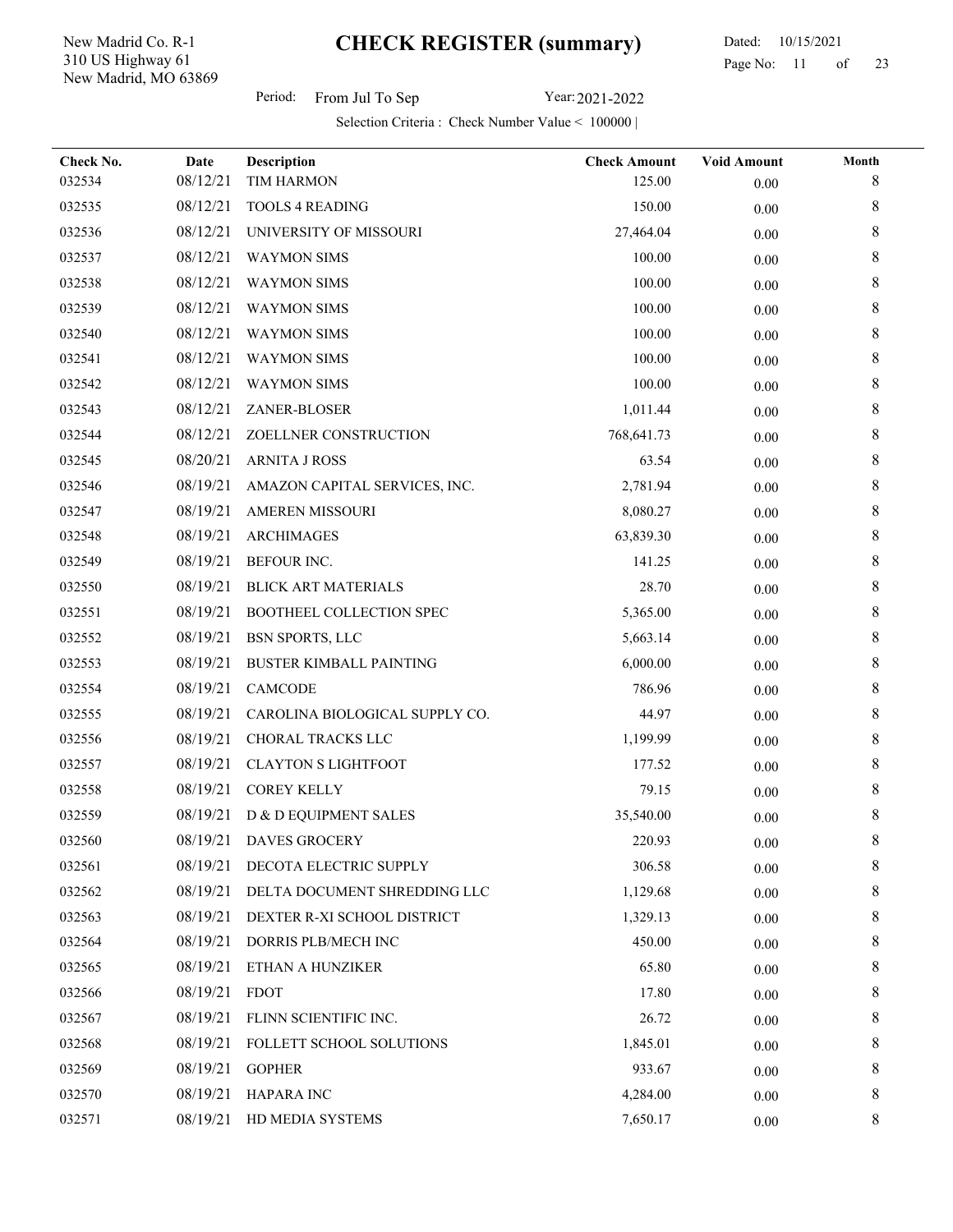New Madrid Co. R-1
310 US Highway 61
New Madrid, MO 63869

# CHECK REGISTER (summary)

Dated: 10/15/2021

Period: From Jul To Sep    Year: 2021-2022

Selection Criteria : Check Number Value < 100000 |

| Check No. | Date | Description | Check Amount | Void Amount | Month |
|---|---|---|---|---|---|
| 032534 | 08/12/21 | TIM HARMON | 125.00 | 0.00 | 8 |
| 032535 | 08/12/21 | TOOLS 4 READING | 150.00 | 0.00 | 8 |
| 032536 | 08/12/21 | UNIVERSITY OF MISSOURI | 27,464.04 | 0.00 | 8 |
| 032537 | 08/12/21 | WAYMON SIMS | 100.00 | 0.00 | 8 |
| 032538 | 08/12/21 | WAYMON SIMS | 100.00 | 0.00 | 8 |
| 032539 | 08/12/21 | WAYMON SIMS | 100.00 | 0.00 | 8 |
| 032540 | 08/12/21 | WAYMON SIMS | 100.00 | 0.00 | 8 |
| 032541 | 08/12/21 | WAYMON SIMS | 100.00 | 0.00 | 8 |
| 032542 | 08/12/21 | WAYMON SIMS | 100.00 | 0.00 | 8 |
| 032543 | 08/12/21 | ZANER-BLOSER | 1,011.44 | 0.00 | 8 |
| 032544 | 08/12/21 | ZOELLNER CONSTRUCTION | 768,641.73 | 0.00 | 8 |
| 032545 | 08/20/21 | ARNITA J ROSS | 63.54 | 0.00 | 8 |
| 032546 | 08/19/21 | AMAZON CAPITAL SERVICES, INC. | 2,781.94 | 0.00 | 8 |
| 032547 | 08/19/21 | AMEREN MISSOURI | 8,080.27 | 0.00 | 8 |
| 032548 | 08/19/21 | ARCHIMAGES | 63,839.30 | 0.00 | 8 |
| 032549 | 08/19/21 | BEFOUR INC. | 141.25 | 0.00 | 8 |
| 032550 | 08/19/21 | BLICK ART MATERIALS | 28.70 | 0.00 | 8 |
| 032551 | 08/19/21 | BOOTHEEL COLLECTION SPEC | 5,365.00 | 0.00 | 8 |
| 032552 | 08/19/21 | BSN SPORTS, LLC | 5,663.14 | 0.00 | 8 |
| 032553 | 08/19/21 | BUSTER KIMBALL PAINTING | 6,000.00 | 0.00 | 8 |
| 032554 | 08/19/21 | CAMCODE | 786.96 | 0.00 | 8 |
| 032555 | 08/19/21 | CAROLINA BIOLOGICAL SUPPLY CO. | 44.97 | 0.00 | 8 |
| 032556 | 08/19/21 | CHORAL TRACKS LLC | 1,199.99 | 0.00 | 8 |
| 032557 | 08/19/21 | CLAYTON S LIGHTFOOT | 177.52 | 0.00 | 8 |
| 032558 | 08/19/21 | COREY KELLY | 79.15 | 0.00 | 8 |
| 032559 | 08/19/21 | D & D EQUIPMENT SALES | 35,540.00 | 0.00 | 8 |
| 032560 | 08/19/21 | DAVES GROCERY | 220.93 | 0.00 | 8 |
| 032561 | 08/19/21 | DECOTA ELECTRIC SUPPLY | 306.58 | 0.00 | 8 |
| 032562 | 08/19/21 | DELTA DOCUMENT SHREDDING LLC | 1,129.68 | 0.00 | 8 |
| 032563 | 08/19/21 | DEXTER R-XI SCHOOL DISTRICT | 1,329.13 | 0.00 | 8 |
| 032564 | 08/19/21 | DORRIS PLB/MECH INC | 450.00 | 0.00 | 8 |
| 032565 | 08/19/21 | ETHAN A HUNZIKER | 65.80 | 0.00 | 8 |
| 032566 | 08/19/21 | FDOT | 17.80 | 0.00 | 8 |
| 032567 | 08/19/21 | FLINN SCIENTIFIC INC. | 26.72 | 0.00 | 8 |
| 032568 | 08/19/21 | FOLLETT SCHOOL SOLUTIONS | 1,845.01 | 0.00 | 8 |
| 032569 | 08/19/21 | GOPHER | 933.67 | 0.00 | 8 |
| 032570 | 08/19/21 | HAPARA INC | 4,284.00 | 0.00 | 8 |
| 032571 | 08/19/21 | HD MEDIA SYSTEMS | 7,650.17 | 0.00 | 8 |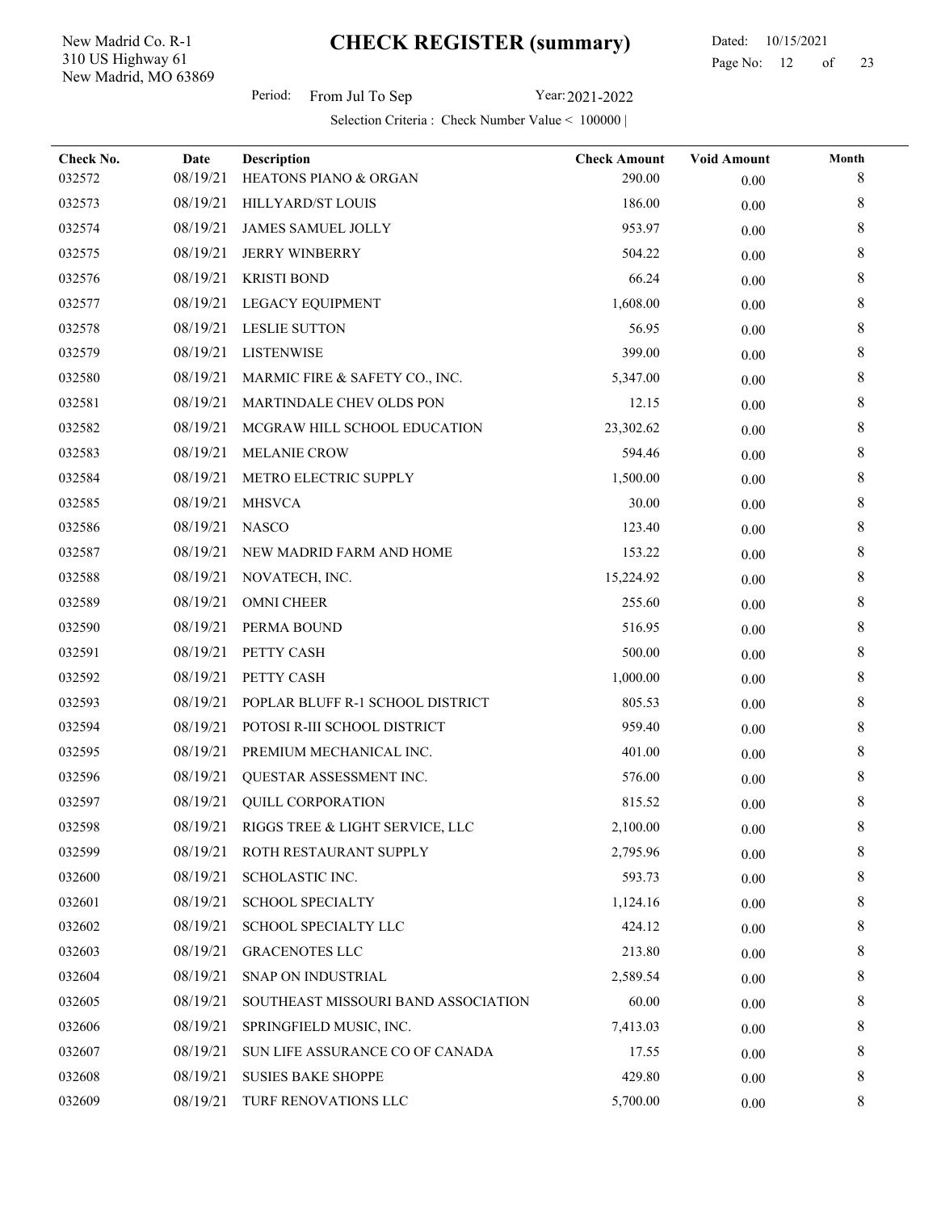New Madrid Co. R-1
310 US Highway 61
New Madrid, MO 63869

# CHECK REGISTER (summary)

Dated: 10/15/2021

Period: From Jul To Sep    Year: 2021-2022

Selection Criteria : Check Number Value < 100000 |

| Check No. | Date | Description | Check Amount | Void Amount | Month |
|---|---|---|---|---|---|
| 032572 | 08/19/21 | HEATONS PIANO & ORGAN | 290.00 | 0.00 | 8 |
| 032573 | 08/19/21 | HILLYARD/ST LOUIS | 186.00 | 0.00 | 8 |
| 032574 | 08/19/21 | JAMES SAMUEL JOLLY | 953.97 | 0.00 | 8 |
| 032575 | 08/19/21 | JERRY WINBERRY | 504.22 | 0.00 | 8 |
| 032576 | 08/19/21 | KRISTI BOND | 66.24 | 0.00 | 8 |
| 032577 | 08/19/21 | LEGACY EQUIPMENT | 1,608.00 | 0.00 | 8 |
| 032578 | 08/19/21 | LESLIE SUTTON | 56.95 | 0.00 | 8 |
| 032579 | 08/19/21 | LISTENWISE | 399.00 | 0.00 | 8 |
| 032580 | 08/19/21 | MARMIC FIRE & SAFETY CO., INC. | 5,347.00 | 0.00 | 8 |
| 032581 | 08/19/21 | MARTINDALE CHEV OLDS PON | 12.15 | 0.00 | 8 |
| 032582 | 08/19/21 | MCGRAW HILL SCHOOL EDUCATION | 23,302.62 | 0.00 | 8 |
| 032583 | 08/19/21 | MELANIE CROW | 594.46 | 0.00 | 8 |
| 032584 | 08/19/21 | METRO ELECTRIC SUPPLY | 1,500.00 | 0.00 | 8 |
| 032585 | 08/19/21 | MHSVCA | 30.00 | 0.00 | 8 |
| 032586 | 08/19/21 | NASCO | 123.40 | 0.00 | 8 |
| 032587 | 08/19/21 | NEW MADRID FARM AND HOME | 153.22 | 0.00 | 8 |
| 032588 | 08/19/21 | NOVATECH, INC. | 15,224.92 | 0.00 | 8 |
| 032589 | 08/19/21 | OMNI CHEER | 255.60 | 0.00 | 8 |
| 032590 | 08/19/21 | PERMA BOUND | 516.95 | 0.00 | 8 |
| 032591 | 08/19/21 | PETTY CASH | 500.00 | 0.00 | 8 |
| 032592 | 08/19/21 | PETTY CASH | 1,000.00 | 0.00 | 8 |
| 032593 | 08/19/21 | POPLAR BLUFF R-1 SCHOOL DISTRICT | 805.53 | 0.00 | 8 |
| 032594 | 08/19/21 | POTOSI R-III SCHOOL DISTRICT | 959.40 | 0.00 | 8 |
| 032595 | 08/19/21 | PREMIUM MECHANICAL INC. | 401.00 | 0.00 | 8 |
| 032596 | 08/19/21 | QUESTAR ASSESSMENT INC. | 576.00 | 0.00 | 8 |
| 032597 | 08/19/21 | QUILL CORPORATION | 815.52 | 0.00 | 8 |
| 032598 | 08/19/21 | RIGGS TREE & LIGHT SERVICE, LLC | 2,100.00 | 0.00 | 8 |
| 032599 | 08/19/21 | ROTH RESTAURANT SUPPLY | 2,795.96 | 0.00 | 8 |
| 032600 | 08/19/21 | SCHOLASTIC INC. | 593.73 | 0.00 | 8 |
| 032601 | 08/19/21 | SCHOOL SPECIALTY | 1,124.16 | 0.00 | 8 |
| 032602 | 08/19/21 | SCHOOL SPECIALTY LLC | 424.12 | 0.00 | 8 |
| 032603 | 08/19/21 | GRACENOTES LLC | 213.80 | 0.00 | 8 |
| 032604 | 08/19/21 | SNAP ON INDUSTRIAL | 2,589.54 | 0.00 | 8 |
| 032605 | 08/19/21 | SOUTHEAST MISSOURI BAND ASSOCIATION | 60.00 | 0.00 | 8 |
| 032606 | 08/19/21 | SPRINGFIELD MUSIC, INC. | 7,413.03 | 0.00 | 8 |
| 032607 | 08/19/21 | SUN LIFE ASSURANCE CO OF CANADA | 17.55 | 0.00 | 8 |
| 032608 | 08/19/21 | SUSIES BAKE SHOPPE | 429.80 | 0.00 | 8 |
| 032609 | 08/19/21 | TURF RENOVATIONS LLC | 5,700.00 | 0.00 | 8 |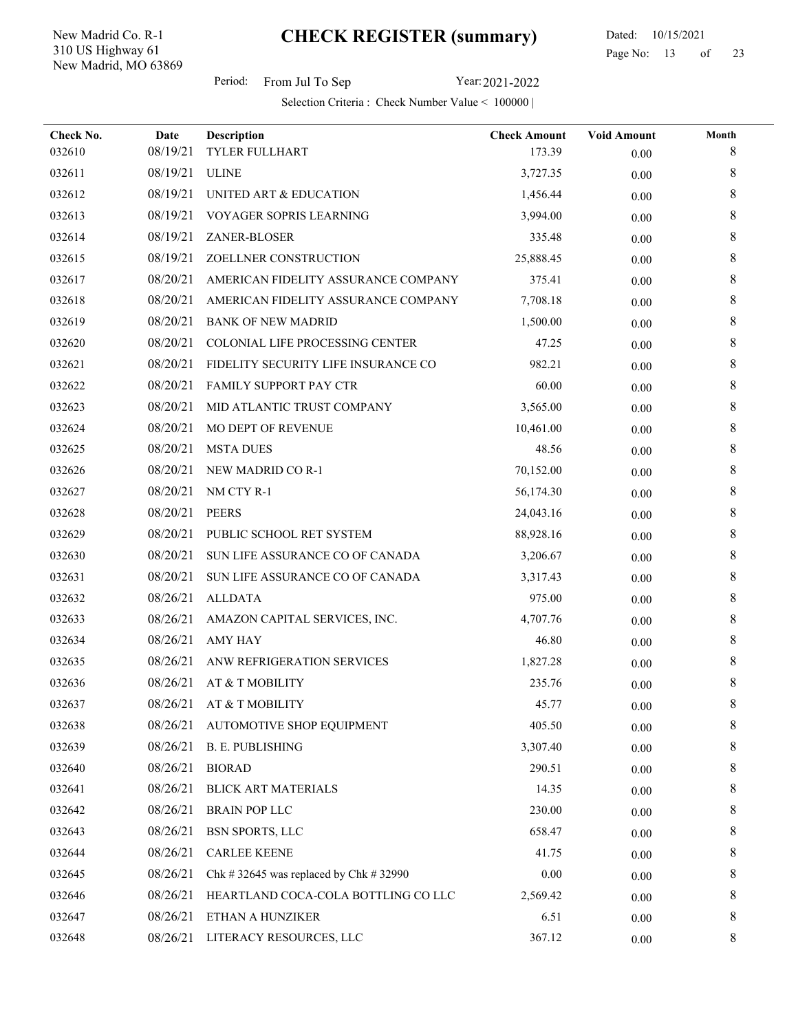New Madrid Co. R-1
310 US Highway 61
New Madrid, MO 63869

# CHECK REGISTER (summary)

Dated: 10/15/2021

Period: From Jul To Sep    Year: 2021-2022

Selection Criteria : Check Number Value < 100000 |

| Check No. | Date | Description | Check Amount | Void Amount | Month |
|---|---|---|---|---|---|
| 032610 | 08/19/21 | TYLER FULLHART | 173.39 | 0.00 | 8 |
| 032611 | 08/19/21 | ULINE | 3,727.35 | 0.00 | 8 |
| 032612 | 08/19/21 | UNITED ART & EDUCATION | 1,456.44 | 0.00 | 8 |
| 032613 | 08/19/21 | VOYAGER SOPRIS LEARNING | 3,994.00 | 0.00 | 8 |
| 032614 | 08/19/21 | ZANER-BLOSER | 335.48 | 0.00 | 8 |
| 032615 | 08/19/21 | ZOELLNER CONSTRUCTION | 25,888.45 | 0.00 | 8 |
| 032617 | 08/20/21 | AMERICAN FIDELITY ASSURANCE COMPANY | 375.41 | 0.00 | 8 |
| 032618 | 08/20/21 | AMERICAN FIDELITY ASSURANCE COMPANY | 7,708.18 | 0.00 | 8 |
| 032619 | 08/20/21 | BANK OF NEW MADRID | 1,500.00 | 0.00 | 8 |
| 032620 | 08/20/21 | COLONIAL LIFE PROCESSING CENTER | 47.25 | 0.00 | 8 |
| 032621 | 08/20/21 | FIDELITY SECURITY LIFE INSURANCE CO | 982.21 | 0.00 | 8 |
| 032622 | 08/20/21 | FAMILY SUPPORT PAY CTR | 60.00 | 0.00 | 8 |
| 032623 | 08/20/21 | MID ATLANTIC TRUST COMPANY | 3,565.00 | 0.00 | 8 |
| 032624 | 08/20/21 | MO DEPT OF REVENUE | 10,461.00 | 0.00 | 8 |
| 032625 | 08/20/21 | MSTA DUES | 48.56 | 0.00 | 8 |
| 032626 | 08/20/21 | NEW MADRID CO R-1 | 70,152.00 | 0.00 | 8 |
| 032627 | 08/20/21 | NM CTY R-1 | 56,174.30 | 0.00 | 8 |
| 032628 | 08/20/21 | PEERS | 24,043.16 | 0.00 | 8 |
| 032629 | 08/20/21 | PUBLIC SCHOOL RET SYSTEM | 88,928.16 | 0.00 | 8 |
| 032630 | 08/20/21 | SUN LIFE ASSURANCE CO OF CANADA | 3,206.67 | 0.00 | 8 |
| 032631 | 08/20/21 | SUN LIFE ASSURANCE CO OF CANADA | 3,317.43 | 0.00 | 8 |
| 032632 | 08/26/21 | ALLDATA | 975.00 | 0.00 | 8 |
| 032633 | 08/26/21 | AMAZON CAPITAL SERVICES, INC. | 4,707.76 | 0.00 | 8 |
| 032634 | 08/26/21 | AMY HAY | 46.80 | 0.00 | 8 |
| 032635 | 08/26/21 | ANW REFRIGERATION SERVICES | 1,827.28 | 0.00 | 8 |
| 032636 | 08/26/21 | AT & T MOBILITY | 235.76 | 0.00 | 8 |
| 032637 | 08/26/21 | AT & T MOBILITY | 45.77 | 0.00 | 8 |
| 032638 | 08/26/21 | AUTOMOTIVE SHOP EQUIPMENT | 405.50 | 0.00 | 8 |
| 032639 | 08/26/21 | B. E. PUBLISHING | 3,307.40 | 0.00 | 8 |
| 032640 | 08/26/21 | BIORAD | 290.51 | 0.00 | 8 |
| 032641 | 08/26/21 | BLICK ART MATERIALS | 14.35 | 0.00 | 8 |
| 032642 | 08/26/21 | BRAIN POP LLC | 230.00 | 0.00 | 8 |
| 032643 | 08/26/21 | BSN SPORTS, LLC | 658.47 | 0.00 | 8 |
| 032644 | 08/26/21 | CARLEE KEENE | 41.75 | 0.00 | 8 |
| 032645 | 08/26/21 | Chk # 32645 was replaced by Chk # 32990 | 0.00 | 0.00 | 8 |
| 032646 | 08/26/21 | HEARTLAND COCA-COLA BOTTLING CO LLC | 2,569.42 | 0.00 | 8 |
| 032647 | 08/26/21 | ETHAN A HUNZIKER | 6.51 | 0.00 | 8 |
| 032648 | 08/26/21 | LITERACY RESOURCES, LLC | 367.12 | 0.00 | 8 |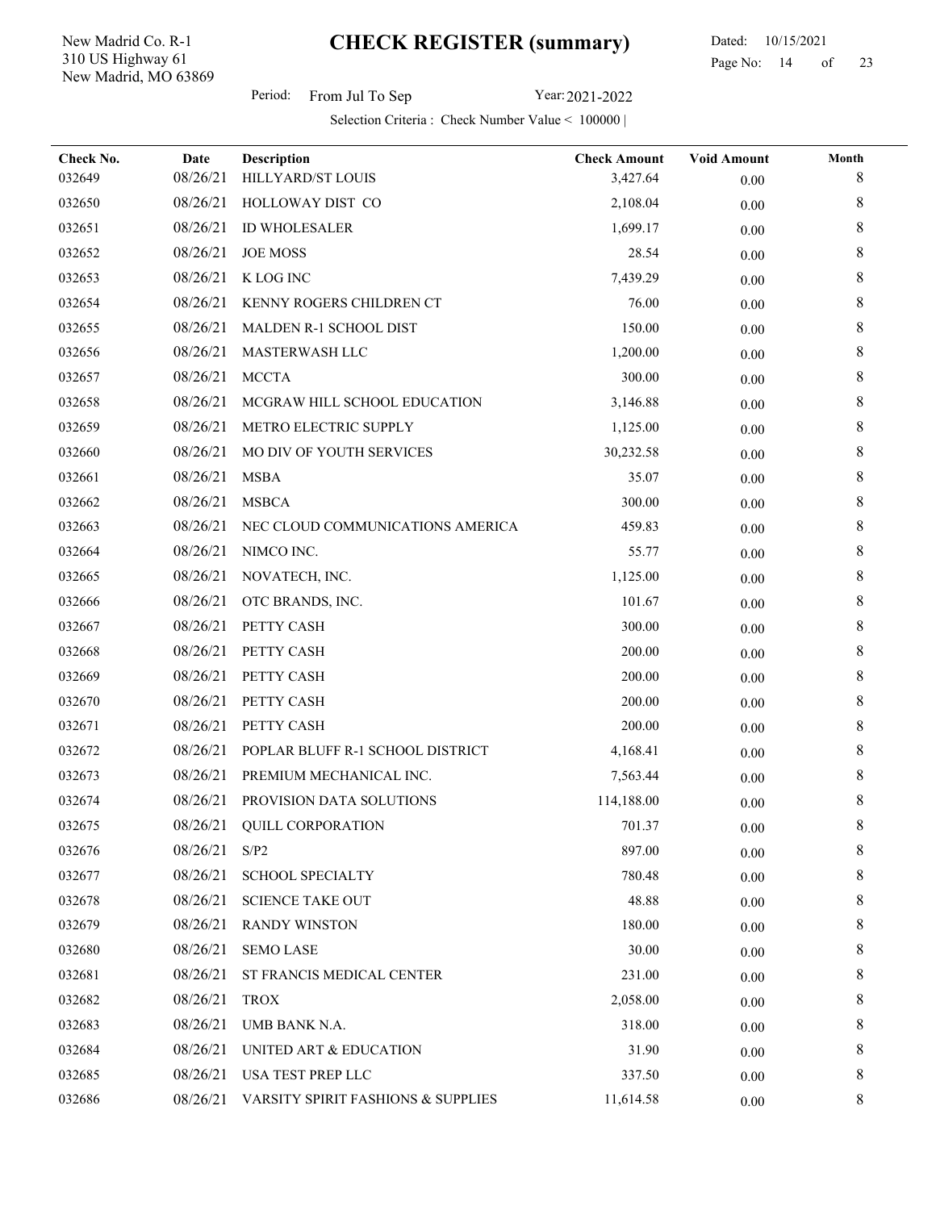New Madrid Co. R-1
310 US Highway 61
New Madrid, MO 63869

# CHECK REGISTER (summary)

Dated: 10/15/2021

Period: From Jul To Sep    Year: 2021-2022

Selection Criteria : Check Number Value < 100000 |

| Check No. | Date | Description | Check Amount | Void Amount | Month |
|---|---|---|---|---|---|
| 032649 | 08/26/21 | HILLYARD/ST LOUIS | 3,427.64 | 0.00 | 8 |
| 032650 | 08/26/21 | HOLLOWAY DIST CO | 2,108.04 | 0.00 | 8 |
| 032651 | 08/26/21 | ID WHOLESALER | 1,699.17 | 0.00 | 8 |
| 032652 | 08/26/21 | JOE MOSS | 28.54 | 0.00 | 8 |
| 032653 | 08/26/21 | K LOG INC | 7,439.29 | 0.00 | 8 |
| 032654 | 08/26/21 | KENNY ROGERS CHILDREN CT | 76.00 | 0.00 | 8 |
| 032655 | 08/26/21 | MALDEN R-1 SCHOOL DIST | 150.00 | 0.00 | 8 |
| 032656 | 08/26/21 | MASTERWASH LLC | 1,200.00 | 0.00 | 8 |
| 032657 | 08/26/21 | MCCTA | 300.00 | 0.00 | 8 |
| 032658 | 08/26/21 | MCGRAW HILL SCHOOL EDUCATION | 3,146.88 | 0.00 | 8 |
| 032659 | 08/26/21 | METRO ELECTRIC SUPPLY | 1,125.00 | 0.00 | 8 |
| 032660 | 08/26/21 | MO DIV OF YOUTH SERVICES | 30,232.58 | 0.00 | 8 |
| 032661 | 08/26/21 | MSBA | 35.07 | 0.00 | 8 |
| 032662 | 08/26/21 | MSBCA | 300.00 | 0.00 | 8 |
| 032663 | 08/26/21 | NEC CLOUD COMMUNICATIONS AMERICA | 459.83 | 0.00 | 8 |
| 032664 | 08/26/21 | NIMCO INC. | 55.77 | 0.00 | 8 |
| 032665 | 08/26/21 | NOVATECH, INC. | 1,125.00 | 0.00 | 8 |
| 032666 | 08/26/21 | OTC BRANDS, INC. | 101.67 | 0.00 | 8 |
| 032667 | 08/26/21 | PETTY CASH | 300.00 | 0.00 | 8 |
| 032668 | 08/26/21 | PETTY CASH | 200.00 | 0.00 | 8 |
| 032669 | 08/26/21 | PETTY CASH | 200.00 | 0.00 | 8 |
| 032670 | 08/26/21 | PETTY CASH | 200.00 | 0.00 | 8 |
| 032671 | 08/26/21 | PETTY CASH | 200.00 | 0.00 | 8 |
| 032672 | 08/26/21 | POPLAR BLUFF R-1 SCHOOL DISTRICT | 4,168.41 | 0.00 | 8 |
| 032673 | 08/26/21 | PREMIUM MECHANICAL INC. | 7,563.44 | 0.00 | 8 |
| 032674 | 08/26/21 | PROVISION DATA SOLUTIONS | 114,188.00 | 0.00 | 8 |
| 032675 | 08/26/21 | QUILL CORPORATION | 701.37 | 0.00 | 8 |
| 032676 | 08/26/21 | S/P2 | 897.00 | 0.00 | 8 |
| 032677 | 08/26/21 | SCHOOL SPECIALTY | 780.48 | 0.00 | 8 |
| 032678 | 08/26/21 | SCIENCE TAKE OUT | 48.88 | 0.00 | 8 |
| 032679 | 08/26/21 | RANDY WINSTON | 180.00 | 0.00 | 8 |
| 032680 | 08/26/21 | SEMO LASE | 30.00 | 0.00 | 8 |
| 032681 | 08/26/21 | ST FRANCIS MEDICAL CENTER | 231.00 | 0.00 | 8 |
| 032682 | 08/26/21 | TROX | 2,058.00 | 0.00 | 8 |
| 032683 | 08/26/21 | UMB BANK N.A. | 318.00 | 0.00 | 8 |
| 032684 | 08/26/21 | UNITED ART & EDUCATION | 31.90 | 0.00 | 8 |
| 032685 | 08/26/21 | USA TEST PREP LLC | 337.50 | 0.00 | 8 |
| 032686 | 08/26/21 | VARSITY SPIRIT FASHIONS & SUPPLIES | 11,614.58 | 0.00 | 8 |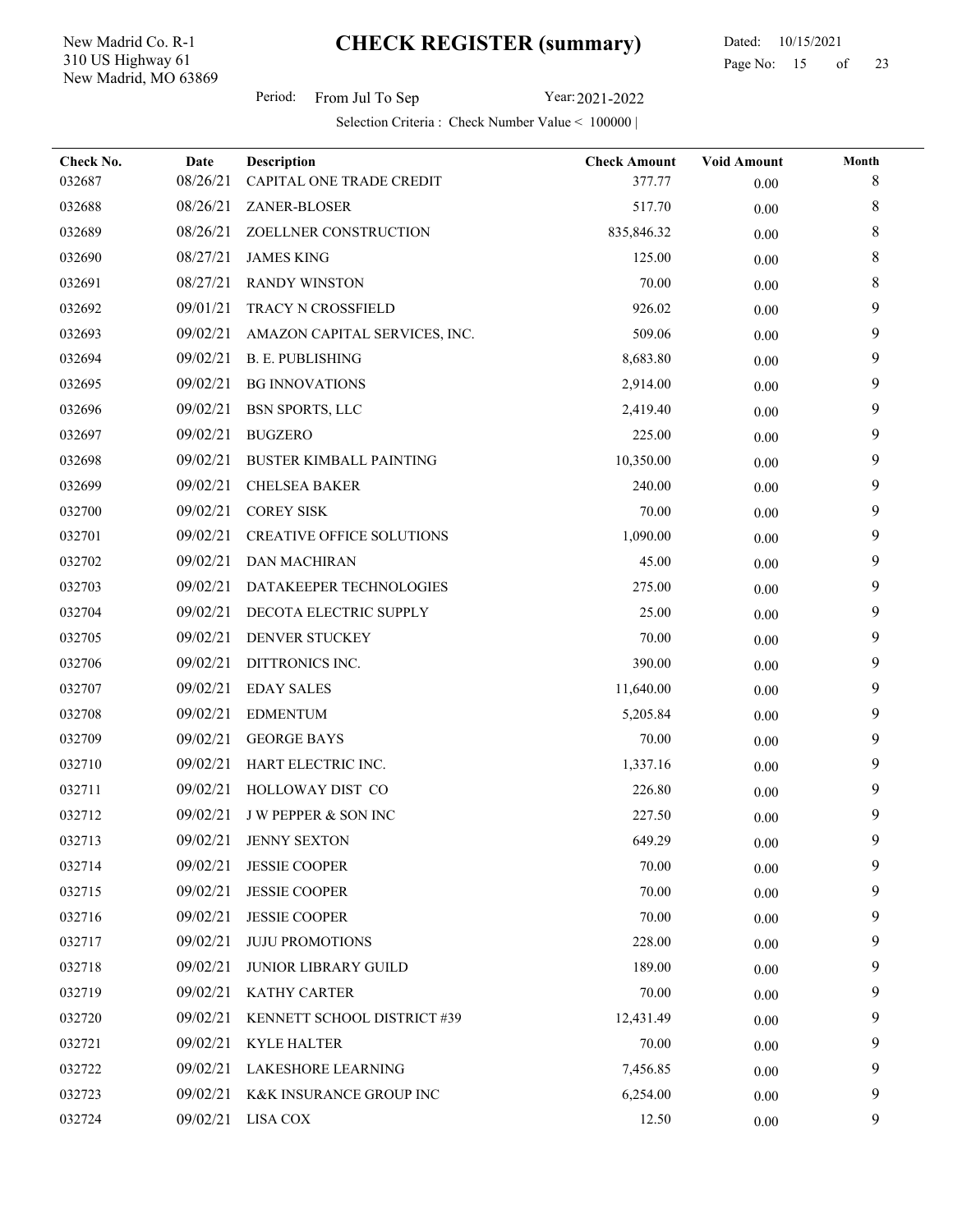New Madrid Co. R-1
310 US Highway 61
New Madrid, MO 63869

# CHECK REGISTER (summary)

Dated: 10/15/2021

Period: From Jul To Sep    Year: 2021-2022

Selection Criteria : Check Number Value < 100000 |

| Check No. | Date | Description | Check Amount | Void Amount | Month |
|---|---|---|---|---|---|
| 032687 | 08/26/21 | CAPITAL ONE TRADE CREDIT | 377.77 | 0.00 | 8 |
| 032688 | 08/26/21 | ZANER-BLOSER | 517.70 | 0.00 | 8 |
| 032689 | 08/26/21 | ZOELLNER CONSTRUCTION | 835,846.32 | 0.00 | 8 |
| 032690 | 08/27/21 | JAMES KING | 125.00 | 0.00 | 8 |
| 032691 | 08/27/21 | RANDY WINSTON | 70.00 | 0.00 | 8 |
| 032692 | 09/01/21 | TRACY N CROSSFIELD | 926.02 | 0.00 | 9 |
| 032693 | 09/02/21 | AMAZON CAPITAL SERVICES, INC. | 509.06 | 0.00 | 9 |
| 032694 | 09/02/21 | B. E. PUBLISHING | 8,683.80 | 0.00 | 9 |
| 032695 | 09/02/21 | BG INNOVATIONS | 2,914.00 | 0.00 | 9 |
| 032696 | 09/02/21 | BSN SPORTS, LLC | 2,419.40 | 0.00 | 9 |
| 032697 | 09/02/21 | BUGZERO | 225.00 | 0.00 | 9 |
| 032698 | 09/02/21 | BUSTER KIMBALL PAINTING | 10,350.00 | 0.00 | 9 |
| 032699 | 09/02/21 | CHELSEA BAKER | 240.00 | 0.00 | 9 |
| 032700 | 09/02/21 | COREY SISK | 70.00 | 0.00 | 9 |
| 032701 | 09/02/21 | CREATIVE OFFICE SOLUTIONS | 1,090.00 | 0.00 | 9 |
| 032702 | 09/02/21 | DAN MACHIRAN | 45.00 | 0.00 | 9 |
| 032703 | 09/02/21 | DATAKEEPER TECHNOLOGIES | 275.00 | 0.00 | 9 |
| 032704 | 09/02/21 | DECOTA ELECTRIC SUPPLY | 25.00 | 0.00 | 9 |
| 032705 | 09/02/21 | DENVER STUCKEY | 70.00 | 0.00 | 9 |
| 032706 | 09/02/21 | DITTRONICS INC. | 390.00 | 0.00 | 9 |
| 032707 | 09/02/21 | EDAY SALES | 11,640.00 | 0.00 | 9 |
| 032708 | 09/02/21 | EDMENTUM | 5,205.84 | 0.00 | 9 |
| 032709 | 09/02/21 | GEORGE BAYS | 70.00 | 0.00 | 9 |
| 032710 | 09/02/21 | HART ELECTRIC INC. | 1,337.16 | 0.00 | 9 |
| 032711 | 09/02/21 | HOLLOWAY DIST CO | 226.80 | 0.00 | 9 |
| 032712 | 09/02/21 | J W PEPPER & SON INC | 227.50 | 0.00 | 9 |
| 032713 | 09/02/21 | JENNY SEXTON | 649.29 | 0.00 | 9 |
| 032714 | 09/02/21 | JESSIE COOPER | 70.00 | 0.00 | 9 |
| 032715 | 09/02/21 | JESSIE COOPER | 70.00 | 0.00 | 9 |
| 032716 | 09/02/21 | JESSIE COOPER | 70.00 | 0.00 | 9 |
| 032717 | 09/02/21 | JUJU PROMOTIONS | 228.00 | 0.00 | 9 |
| 032718 | 09/02/21 | JUNIOR LIBRARY GUILD | 189.00 | 0.00 | 9 |
| 032719 | 09/02/21 | KATHY CARTER | 70.00 | 0.00 | 9 |
| 032720 | 09/02/21 | KENNETT SCHOOL DISTRICT #39 | 12,431.49 | 0.00 | 9 |
| 032721 | 09/02/21 | KYLE HALTER | 70.00 | 0.00 | 9 |
| 032722 | 09/02/21 | LAKESHORE LEARNING | 7,456.85 | 0.00 | 9 |
| 032723 | 09/02/21 | K&K INSURANCE GROUP INC | 6,254.00 | 0.00 | 9 |
| 032724 | 09/02/21 | LISA COX | 12.50 | 0.00 | 9 |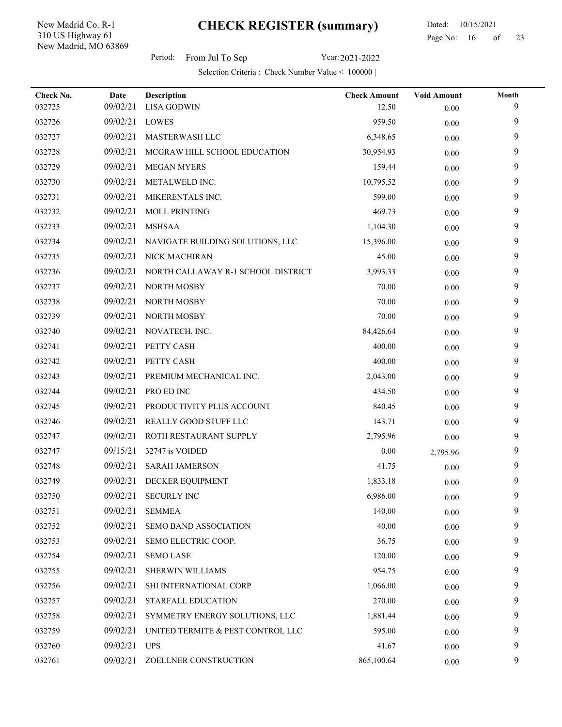New Madrid Co. R-1
310 US Highway 61
New Madrid, MO 63869

# CHECK REGISTER (summary)

Dated: 10/15/2021

Period: From Jul To Sep Year: 2021-2022

Selection Criteria : Check Number Value < 100000 |

| Check No. | Date | Description | Check Amount | Void Amount | Month |
|---|---|---|---|---|---|
| 032725 | 09/02/21 | LISA GODWIN | 12.50 | 0.00 | 9 |
| 032726 | 09/02/21 | LOWES | 959.50 | 0.00 | 9 |
| 032727 | 09/02/21 | MASTERWASH LLC | 6,348.65 | 0.00 | 9 |
| 032728 | 09/02/21 | MCGRAW HILL SCHOOL EDUCATION | 30,954.93 | 0.00 | 9 |
| 032729 | 09/02/21 | MEGAN MYERS | 159.44 | 0.00 | 9 |
| 032730 | 09/02/21 | METALWELD INC. | 10,795.52 | 0.00 | 9 |
| 032731 | 09/02/21 | MIKERENTALS INC. | 599.00 | 0.00 | 9 |
| 032732 | 09/02/21 | MOLL PRINTING | 469.73 | 0.00 | 9 |
| 032733 | 09/02/21 | MSHSAA | 1,104.30 | 0.00 | 9 |
| 032734 | 09/02/21 | NAVIGATE BUILDING SOLUTIONS, LLC | 15,396.00 | 0.00 | 9 |
| 032735 | 09/02/21 | NICK MACHIRAN | 45.00 | 0.00 | 9 |
| 032736 | 09/02/21 | NORTH CALLAWAY R-1 SCHOOL DISTRICT | 3,993.33 | 0.00 | 9 |
| 032737 | 09/02/21 | NORTH MOSBY | 70.00 | 0.00 | 9 |
| 032738 | 09/02/21 | NORTH MOSBY | 70.00 | 0.00 | 9 |
| 032739 | 09/02/21 | NORTH MOSBY | 70.00 | 0.00 | 9 |
| 032740 | 09/02/21 | NOVATECH, INC. | 84,426.64 | 0.00 | 9 |
| 032741 | 09/02/21 | PETTY CASH | 400.00 | 0.00 | 9 |
| 032742 | 09/02/21 | PETTY CASH | 400.00 | 0.00 | 9 |
| 032743 | 09/02/21 | PREMIUM MECHANICAL INC. | 2,043.00 | 0.00 | 9 |
| 032744 | 09/02/21 | PRO ED INC | 434.50 | 0.00 | 9 |
| 032745 | 09/02/21 | PRODUCTIVITY PLUS ACCOUNT | 840.45 | 0.00 | 9 |
| 032746 | 09/02/21 | REALLY GOOD STUFF LLC | 143.71 | 0.00 | 9 |
| 032747 | 09/02/21 | ROTH RESTAURANT SUPPLY | 2,795.96 | 0.00 | 9 |
| 032747 | 09/15/21 | 32747 is VOIDED | 0.00 | 2,795.96 | 9 |
| 032748 | 09/02/21 | SARAH JAMERSON | 41.75 | 0.00 | 9 |
| 032749 | 09/02/21 | DECKER EQUIPMENT | 1,833.18 | 0.00 | 9 |
| 032750 | 09/02/21 | SECURLY INC | 6,986.00 | 0.00 | 9 |
| 032751 | 09/02/21 | SEMMEA | 140.00 | 0.00 | 9 |
| 032752 | 09/02/21 | SEMO BAND ASSOCIATION | 40.00 | 0.00 | 9 |
| 032753 | 09/02/21 | SEMO ELECTRIC COOP. | 36.75 | 0.00 | 9 |
| 032754 | 09/02/21 | SEMO LASE | 120.00 | 0.00 | 9 |
| 032755 | 09/02/21 | SHERWIN WILLIAMS | 954.75 | 0.00 | 9 |
| 032756 | 09/02/21 | SHI INTERNATIONAL CORP | 1,066.00 | 0.00 | 9 |
| 032757 | 09/02/21 | STARFALL EDUCATION | 270.00 | 0.00 | 9 |
| 032758 | 09/02/21 | SYMMETRY ENERGY SOLUTIONS, LLC | 1,881.44 | 0.00 | 9 |
| 032759 | 09/02/21 | UNITED TERMITE & PEST CONTROL LLC | 595.00 | 0.00 | 9 |
| 032760 | 09/02/21 | UPS | 41.67 | 0.00 | 9 |
| 032761 | 09/02/21 | ZOELLNER CONSTRUCTION | 865,100.64 | 0.00 | 9 |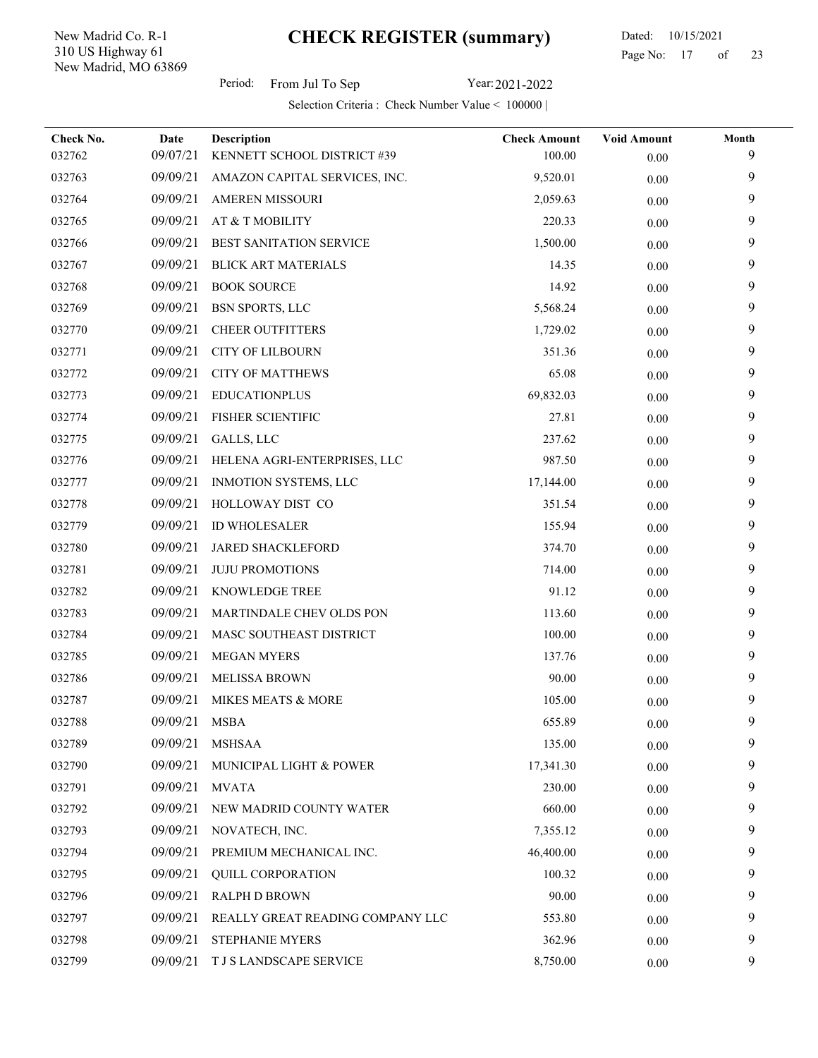New Madrid Co. R-1
310 US Highway 61
New Madrid, MO 63869

# CHECK REGISTER (summary)

Dated: 10/15/2021

Period: From Jul To Sep Year: 2021-2022

Selection Criteria : Check Number Value < 100000 |

| Check No. | Date | Description | Check Amount | Void Amount | Month |
|---|---|---|---|---|---|
| 032762 | 09/07/21 | KENNETT SCHOOL DISTRICT #39 | 100.00 | 0.00 | 9 |
| 032763 | 09/09/21 | AMAZON CAPITAL SERVICES, INC. | 9,520.01 | 0.00 | 9 |
| 032764 | 09/09/21 | AMEREN MISSOURI | 2,059.63 | 0.00 | 9 |
| 032765 | 09/09/21 | AT & T MOBILITY | 220.33 | 0.00 | 9 |
| 032766 | 09/09/21 | BEST SANITATION SERVICE | 1,500.00 | 0.00 | 9 |
| 032767 | 09/09/21 | BLICK ART MATERIALS | 14.35 | 0.00 | 9 |
| 032768 | 09/09/21 | BOOK SOURCE | 14.92 | 0.00 | 9 |
| 032769 | 09/09/21 | BSN SPORTS, LLC | 5,568.24 | 0.00 | 9 |
| 032770 | 09/09/21 | CHEER OUTFITTERS | 1,729.02 | 0.00 | 9 |
| 032771 | 09/09/21 | CITY OF LILBOURN | 351.36 | 0.00 | 9 |
| 032772 | 09/09/21 | CITY OF MATTHEWS | 65.08 | 0.00 | 9 |
| 032773 | 09/09/21 | EDUCATIONPLUS | 69,832.03 | 0.00 | 9 |
| 032774 | 09/09/21 | FISHER SCIENTIFIC | 27.81 | 0.00 | 9 |
| 032775 | 09/09/21 | GALLS, LLC | 237.62 | 0.00 | 9 |
| 032776 | 09/09/21 | HELENA AGRI-ENTERPRISES, LLC | 987.50 | 0.00 | 9 |
| 032777 | 09/09/21 | INMOTION SYSTEMS, LLC | 17,144.00 | 0.00 | 9 |
| 032778 | 09/09/21 | HOLLOWAY DIST CO | 351.54 | 0.00 | 9 |
| 032779 | 09/09/21 | ID WHOLESALER | 155.94 | 0.00 | 9 |
| 032780 | 09/09/21 | JARED SHACKLEFORD | 374.70 | 0.00 | 9 |
| 032781 | 09/09/21 | JUJU PROMOTIONS | 714.00 | 0.00 | 9 |
| 032782 | 09/09/21 | KNOWLEDGE TREE | 91.12 | 0.00 | 9 |
| 032783 | 09/09/21 | MARTINDALE CHEV OLDS PON | 113.60 | 0.00 | 9 |
| 032784 | 09/09/21 | MASC SOUTHEAST DISTRICT | 100.00 | 0.00 | 9 |
| 032785 | 09/09/21 | MEGAN MYERS | 137.76 | 0.00 | 9 |
| 032786 | 09/09/21 | MELISSA BROWN | 90.00 | 0.00 | 9 |
| 032787 | 09/09/21 | MIKES MEATS & MORE | 105.00 | 0.00 | 9 |
| 032788 | 09/09/21 | MSBA | 655.89 | 0.00 | 9 |
| 032789 | 09/09/21 | MSHSAA | 135.00 | 0.00 | 9 |
| 032790 | 09/09/21 | MUNICIPAL LIGHT & POWER | 17,341.30 | 0.00 | 9 |
| 032791 | 09/09/21 | MVATA | 230.00 | 0.00 | 9 |
| 032792 | 09/09/21 | NEW MADRID COUNTY WATER | 660.00 | 0.00 | 9 |
| 032793 | 09/09/21 | NOVATECH, INC. | 7,355.12 | 0.00 | 9 |
| 032794 | 09/09/21 | PREMIUM MECHANICAL INC. | 46,400.00 | 0.00 | 9 |
| 032795 | 09/09/21 | QUILL CORPORATION | 100.32 | 0.00 | 9 |
| 032796 | 09/09/21 | RALPH D BROWN | 90.00 | 0.00 | 9 |
| 032797 | 09/09/21 | REALLY GREAT READING COMPANY LLC | 553.80 | 0.00 | 9 |
| 032798 | 09/09/21 | STEPHANIE MYERS | 362.96 | 0.00 | 9 |
| 032799 | 09/09/21 | T J S LANDSCAPE SERVICE | 8,750.00 | 0.00 | 9 |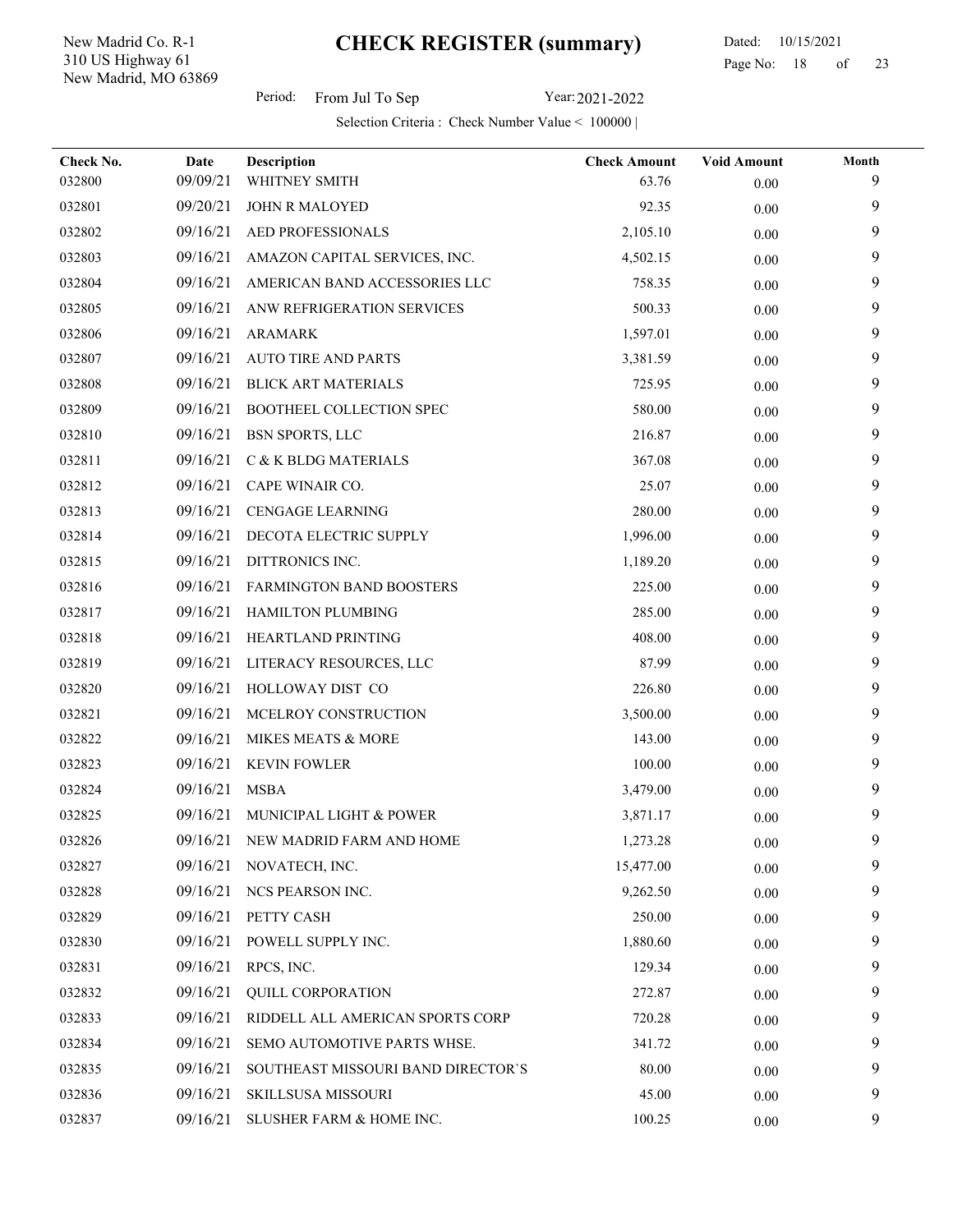New Madrid Co. R-1
310 US Highway 61
New Madrid, MO 63869

# CHECK REGISTER (summary)

Dated: 10/15/2021

Period: From Jul To Sep Year: 2021-2022

Selection Criteria : Check Number Value < 100000 |

| Check No. | Date | Description | Check Amount | Void Amount | Month |
|---|---|---|---|---|---|
| 032800 | 09/09/21 | WHITNEY SMITH | 63.76 | 0.00 | 9 |
| 032801 | 09/20/21 | JOHN R MALOYED | 92.35 | 0.00 | 9 |
| 032802 | 09/16/21 | AED PROFESSIONALS | 2,105.10 | 0.00 | 9 |
| 032803 | 09/16/21 | AMAZON CAPITAL SERVICES, INC. | 4,502.15 | 0.00 | 9 |
| 032804 | 09/16/21 | AMERICAN BAND ACCESSORIES LLC | 758.35 | 0.00 | 9 |
| 032805 | 09/16/21 | ANW REFRIGERATION SERVICES | 500.33 | 0.00 | 9 |
| 032806 | 09/16/21 | ARAMARK | 1,597.01 | 0.00 | 9 |
| 032807 | 09/16/21 | AUTO TIRE AND PARTS | 3,381.59 | 0.00 | 9 |
| 032808 | 09/16/21 | BLICK ART MATERIALS | 725.95 | 0.00 | 9 |
| 032809 | 09/16/21 | BOOTHEEL COLLECTION SPEC | 580.00 | 0.00 | 9 |
| 032810 | 09/16/21 | BSN SPORTS, LLC | 216.87 | 0.00 | 9 |
| 032811 | 09/16/21 | C & K BLDG MATERIALS | 367.08 | 0.00 | 9 |
| 032812 | 09/16/21 | CAPE WINAIR CO. | 25.07 | 0.00 | 9 |
| 032813 | 09/16/21 | CENGAGE LEARNING | 280.00 | 0.00 | 9 |
| 032814 | 09/16/21 | DECOTA ELECTRIC SUPPLY | 1,996.00 | 0.00 | 9 |
| 032815 | 09/16/21 | DITTRONICS INC. | 1,189.20 | 0.00 | 9 |
| 032816 | 09/16/21 | FARMINGTON BAND BOOSTERS | 225.00 | 0.00 | 9 |
| 032817 | 09/16/21 | HAMILTON PLUMBING | 285.00 | 0.00 | 9 |
| 032818 | 09/16/21 | HEARTLAND PRINTING | 408.00 | 0.00 | 9 |
| 032819 | 09/16/21 | LITERACY RESOURCES, LLC | 87.99 | 0.00 | 9 |
| 032820 | 09/16/21 | HOLLOWAY DIST CO | 226.80 | 0.00 | 9 |
| 032821 | 09/16/21 | MCELROY CONSTRUCTION | 3,500.00 | 0.00 | 9 |
| 032822 | 09/16/21 | MIKES MEATS & MORE | 143.00 | 0.00 | 9 |
| 032823 | 09/16/21 | KEVIN FOWLER | 100.00 | 0.00 | 9 |
| 032824 | 09/16/21 | MSBA | 3,479.00 | 0.00 | 9 |
| 032825 | 09/16/21 | MUNICIPAL LIGHT & POWER | 3,871.17 | 0.00 | 9 |
| 032826 | 09/16/21 | NEW MADRID FARM AND HOME | 1,273.28 | 0.00 | 9 |
| 032827 | 09/16/21 | NOVATECH, INC. | 15,477.00 | 0.00 | 9 |
| 032828 | 09/16/21 | NCS PEARSON INC. | 9,262.50 | 0.00 | 9 |
| 032829 | 09/16/21 | PETTY CASH | 250.00 | 0.00 | 9 |
| 032830 | 09/16/21 | POWELL SUPPLY INC. | 1,880.60 | 0.00 | 9 |
| 032831 | 09/16/21 | RPCS, INC. | 129.34 | 0.00 | 9 |
| 032832 | 09/16/21 | QUILL CORPORATION | 272.87 | 0.00 | 9 |
| 032833 | 09/16/21 | RIDDELL ALL AMERICAN SPORTS CORP | 720.28 | 0.00 | 9 |
| 032834 | 09/16/21 | SEMO AUTOMOTIVE PARTS WHSE. | 341.72 | 0.00 | 9 |
| 032835 | 09/16/21 | SOUTHEAST MISSOURI BAND DIRECTOR`S | 80.00 | 0.00 | 9 |
| 032836 | 09/16/21 | SKILLSUSA MISSOURI | 45.00 | 0.00 | 9 |
| 032837 | 09/16/21 | SLUSHER FARM & HOME INC. | 100.25 | 0.00 | 9 |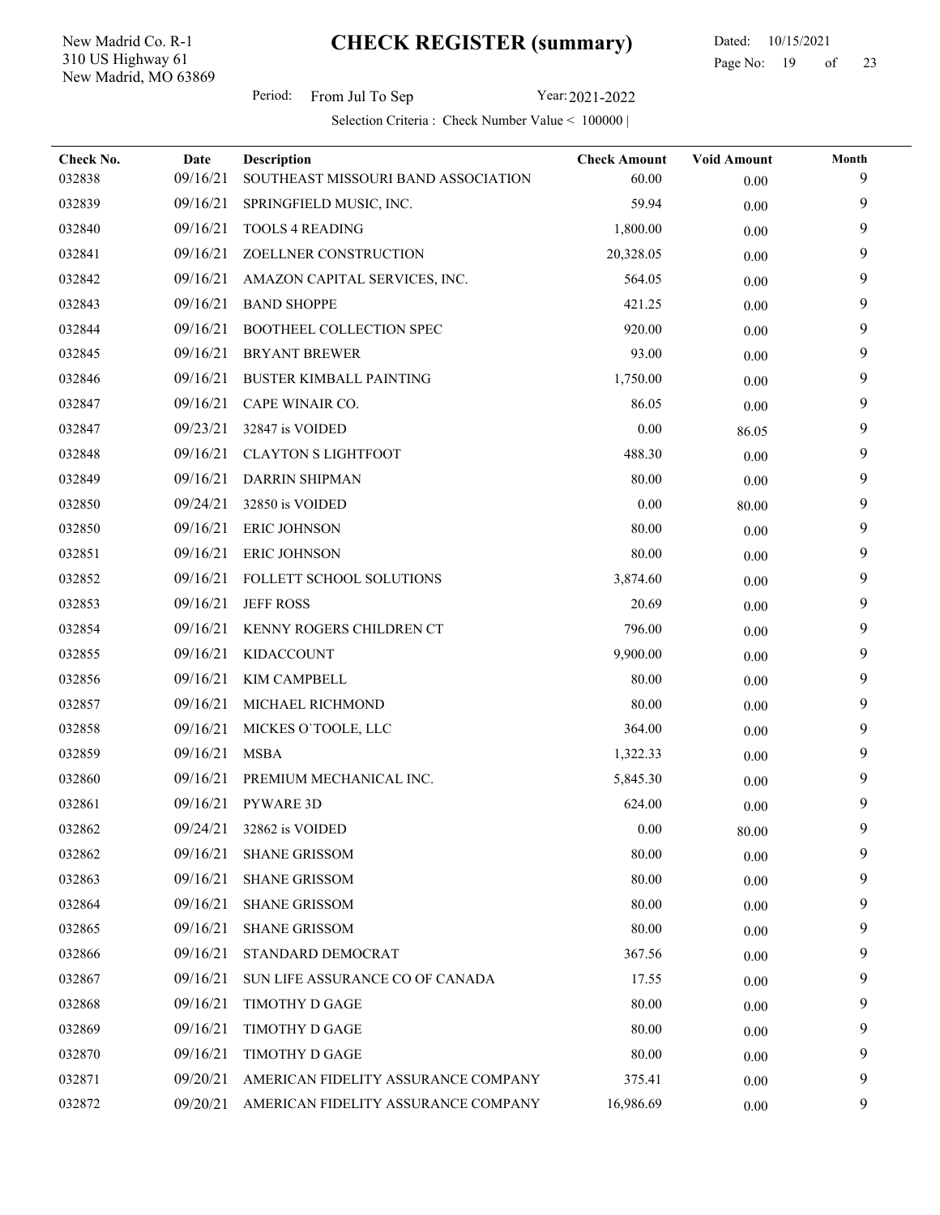New Madrid Co. R-1
310 US Highway 61
New Madrid, MO 63869

# CHECK REGISTER (summary)

Dated: 10/15/2021

Period: From Jul To Sep    Year: 2021-2022

Selection Criteria : Check Number Value < 100000 |

| Check No. | Date | Description | Check Amount | Void Amount | Month |
|---|---|---|---|---|---|
| 032838 | 09/16/21 | SOUTHEAST MISSOURI BAND ASSOCIATION | 60.00 | 0.00 | 9 |
| 032839 | 09/16/21 | SPRINGFIELD MUSIC, INC. | 59.94 | 0.00 | 9 |
| 032840 | 09/16/21 | TOOLS 4 READING | 1,800.00 | 0.00 | 9 |
| 032841 | 09/16/21 | ZOELLNER CONSTRUCTION | 20,328.05 | 0.00 | 9 |
| 032842 | 09/16/21 | AMAZON CAPITAL SERVICES, INC. | 564.05 | 0.00 | 9 |
| 032843 | 09/16/21 | BAND SHOPPE | 421.25 | 0.00 | 9 |
| 032844 | 09/16/21 | BOOTHEEL COLLECTION SPEC | 920.00 | 0.00 | 9 |
| 032845 | 09/16/21 | BRYANT BREWER | 93.00 | 0.00 | 9 |
| 032846 | 09/16/21 | BUSTER KIMBALL PAINTING | 1,750.00 | 0.00 | 9 |
| 032847 | 09/16/21 | CAPE WINAIR CO. | 86.05 | 0.00 | 9 |
| 032847 | 09/23/21 | 32847 is VOIDED | 0.00 | 86.05 | 9 |
| 032848 | 09/16/21 | CLAYTON S LIGHTFOOT | 488.30 | 0.00 | 9 |
| 032849 | 09/16/21 | DARRIN SHIPMAN | 80.00 | 0.00 | 9 |
| 032850 | 09/24/21 | 32850 is VOIDED | 0.00 | 80.00 | 9 |
| 032850 | 09/16/21 | ERIC JOHNSON | 80.00 | 0.00 | 9 |
| 032851 | 09/16/21 | ERIC JOHNSON | 80.00 | 0.00 | 9 |
| 032852 | 09/16/21 | FOLLETT SCHOOL SOLUTIONS | 3,874.60 | 0.00 | 9 |
| 032853 | 09/16/21 | JEFF ROSS | 20.69 | 0.00 | 9 |
| 032854 | 09/16/21 | KENNY ROGERS CHILDREN CT | 796.00 | 0.00 | 9 |
| 032855 | 09/16/21 | KIDACCOUNT | 9,900.00 | 0.00 | 9 |
| 032856 | 09/16/21 | KIM CAMPBELL | 80.00 | 0.00 | 9 |
| 032857 | 09/16/21 | MICHAEL RICHMOND | 80.00 | 0.00 | 9 |
| 032858 | 09/16/21 | MICKES O`TOOLE, LLC | 364.00 | 0.00 | 9 |
| 032859 | 09/16/21 | MSBA | 1,322.33 | 0.00 | 9 |
| 032860 | 09/16/21 | PREMIUM MECHANICAL INC. | 5,845.30 | 0.00 | 9 |
| 032861 | 09/16/21 | PYWARE 3D | 624.00 | 0.00 | 9 |
| 032862 | 09/24/21 | 32862 is VOIDED | 0.00 | 80.00 | 9 |
| 032862 | 09/16/21 | SHANE GRISSOM | 80.00 | 0.00 | 9 |
| 032863 | 09/16/21 | SHANE GRISSOM | 80.00 | 0.00 | 9 |
| 032864 | 09/16/21 | SHANE GRISSOM | 80.00 | 0.00 | 9 |
| 032865 | 09/16/21 | SHANE GRISSOM | 80.00 | 0.00 | 9 |
| 032866 | 09/16/21 | STANDARD DEMOCRAT | 367.56 | 0.00 | 9 |
| 032867 | 09/16/21 | SUN LIFE ASSURANCE CO OF CANADA | 17.55 | 0.00 | 9 |
| 032868 | 09/16/21 | TIMOTHY D GAGE | 80.00 | 0.00 | 9 |
| 032869 | 09/16/21 | TIMOTHY D GAGE | 80.00 | 0.00 | 9 |
| 032870 | 09/16/21 | TIMOTHY D GAGE | 80.00 | 0.00 | 9 |
| 032871 | 09/20/21 | AMERICAN FIDELITY ASSURANCE COMPANY | 375.41 | 0.00 | 9 |
| 032872 | 09/20/21 | AMERICAN FIDELITY ASSURANCE COMPANY | 16,986.69 | 0.00 | 9 |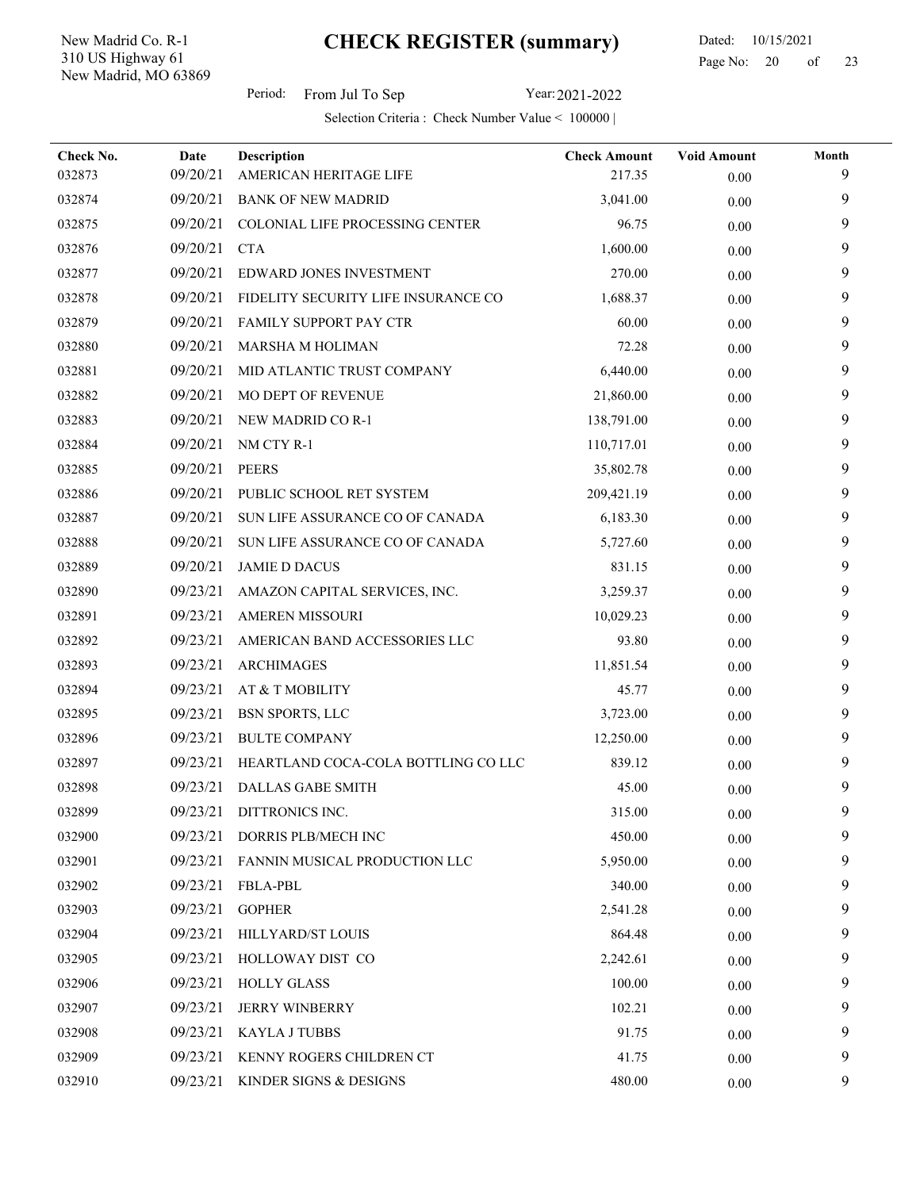New Madrid Co. R-1
310 US Highway 61
New Madrid, MO 63869

# CHECK REGISTER (summary)

Dated: 10/15/2021

Period: From Jul To Sep    Year: 2021-2022

Selection Criteria : Check Number Value < 100000 |

| Check No. | Date | Description | Check Amount | Void Amount | Month |
|---|---|---|---|---|---|
| 032873 | 09/20/21 | AMERICAN HERITAGE LIFE | 217.35 | 0.00 | 9 |
| 032874 | 09/20/21 | BANK OF NEW MADRID | 3,041.00 | 0.00 | 9 |
| 032875 | 09/20/21 | COLONIAL LIFE PROCESSING CENTER | 96.75 | 0.00 | 9 |
| 032876 | 09/20/21 | CTA | 1,600.00 | 0.00 | 9 |
| 032877 | 09/20/21 | EDWARD JONES INVESTMENT | 270.00 | 0.00 | 9 |
| 032878 | 09/20/21 | FIDELITY SECURITY LIFE INSURANCE CO | 1,688.37 | 0.00 | 9 |
| 032879 | 09/20/21 | FAMILY SUPPORT PAY CTR | 60.00 | 0.00 | 9 |
| 032880 | 09/20/21 | MARSHA M HOLIMAN | 72.28 | 0.00 | 9 |
| 032881 | 09/20/21 | MID ATLANTIC TRUST COMPANY | 6,440.00 | 0.00 | 9 |
| 032882 | 09/20/21 | MO DEPT OF REVENUE | 21,860.00 | 0.00 | 9 |
| 032883 | 09/20/21 | NEW MADRID CO R-1 | 138,791.00 | 0.00 | 9 |
| 032884 | 09/20/21 | NM CTY R-1 | 110,717.01 | 0.00 | 9 |
| 032885 | 09/20/21 | PEERS | 35,802.78 | 0.00 | 9 |
| 032886 | 09/20/21 | PUBLIC SCHOOL RET SYSTEM | 209,421.19 | 0.00 | 9 |
| 032887 | 09/20/21 | SUN LIFE ASSURANCE CO OF CANADA | 6,183.30 | 0.00 | 9 |
| 032888 | 09/20/21 | SUN LIFE ASSURANCE CO OF CANADA | 5,727.60 | 0.00 | 9 |
| 032889 | 09/20/21 | JAMIE D DACUS | 831.15 | 0.00 | 9 |
| 032890 | 09/23/21 | AMAZON CAPITAL SERVICES, INC. | 3,259.37 | 0.00 | 9 |
| 032891 | 09/23/21 | AMEREN MISSOURI | 10,029.23 | 0.00 | 9 |
| 032892 | 09/23/21 | AMERICAN BAND ACCESSORIES LLC | 93.80 | 0.00 | 9 |
| 032893 | 09/23/21 | ARCHIMAGES | 11,851.54 | 0.00 | 9 |
| 032894 | 09/23/21 | AT & T MOBILITY | 45.77 | 0.00 | 9 |
| 032895 | 09/23/21 | BSN SPORTS, LLC | 3,723.00 | 0.00 | 9 |
| 032896 | 09/23/21 | BULTE COMPANY | 12,250.00 | 0.00 | 9 |
| 032897 | 09/23/21 | HEARTLAND COCA-COLA BOTTLING CO LLC | 839.12 | 0.00 | 9 |
| 032898 | 09/23/21 | DALLAS GABE SMITH | 45.00 | 0.00 | 9 |
| 032899 | 09/23/21 | DITTRONICS INC. | 315.00 | 0.00 | 9 |
| 032900 | 09/23/21 | DORRIS PLB/MECH INC | 450.00 | 0.00 | 9 |
| 032901 | 09/23/21 | FANNIN MUSICAL PRODUCTION LLC | 5,950.00 | 0.00 | 9 |
| 032902 | 09/23/21 | FBLA-PBL | 340.00 | 0.00 | 9 |
| 032903 | 09/23/21 | GOPHER | 2,541.28 | 0.00 | 9 |
| 032904 | 09/23/21 | HILLYARD/ST LOUIS | 864.48 | 0.00 | 9 |
| 032905 | 09/23/21 | HOLLOWAY DIST CO | 2,242.61 | 0.00 | 9 |
| 032906 | 09/23/21 | HOLLY GLASS | 100.00 | 0.00 | 9 |
| 032907 | 09/23/21 | JERRY WINBERRY | 102.21 | 0.00 | 9 |
| 032908 | 09/23/21 | KAYLA J TUBBS | 91.75 | 0.00 | 9 |
| 032909 | 09/23/21 | KENNY ROGERS CHILDREN CT | 41.75 | 0.00 | 9 |
| 032910 | 09/23/21 | KINDER SIGNS & DESIGNS | 480.00 | 0.00 | 9 |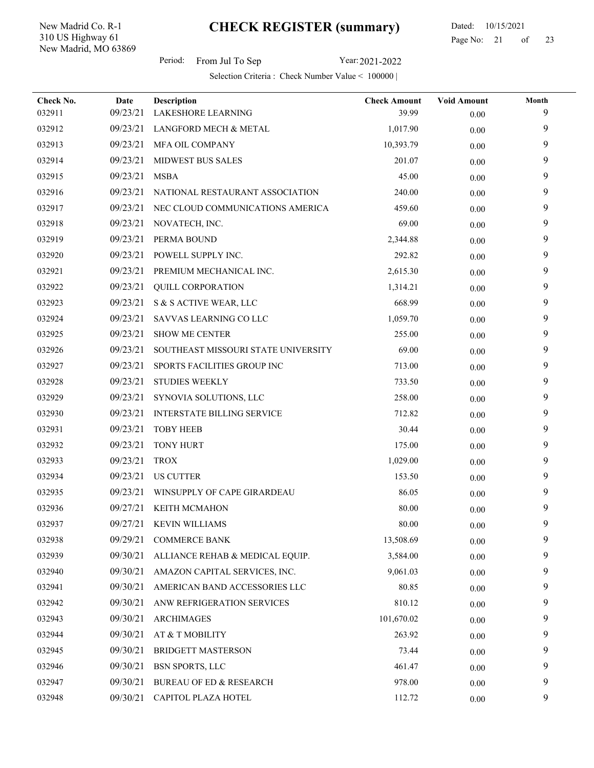New Madrid Co. R-1
310 US Highway 61
New Madrid, MO 63869

# CHECK REGISTER (summary)

Dated: 10/15/2021

Period: From Jul To Sep Year: 2021-2022

Selection Criteria : Check Number Value < 100000 |

| Check No. | Date | Description | Check Amount | Void Amount | Month |
|---|---|---|---|---|---|
| 032911 | 09/23/21 | LAKESHORE LEARNING | 39.99 | 0.00 | 9 |
| 032912 | 09/23/21 | LANGFORD MECH & METAL | 1,017.90 | 0.00 | 9 |
| 032913 | 09/23/21 | MFA OIL COMPANY | 10,393.79 | 0.00 | 9 |
| 032914 | 09/23/21 | MIDWEST BUS SALES | 201.07 | 0.00 | 9 |
| 032915 | 09/23/21 | MSBA | 45.00 | 0.00 | 9 |
| 032916 | 09/23/21 | NATIONAL RESTAURANT ASSOCIATION | 240.00 | 0.00 | 9 |
| 032917 | 09/23/21 | NEC CLOUD COMMUNICATIONS AMERICA | 459.60 | 0.00 | 9 |
| 032918 | 09/23/21 | NOVATECH, INC. | 69.00 | 0.00 | 9 |
| 032919 | 09/23/21 | PERMA BOUND | 2,344.88 | 0.00 | 9 |
| 032920 | 09/23/21 | POWELL SUPPLY INC. | 292.82 | 0.00 | 9 |
| 032921 | 09/23/21 | PREMIUM MECHANICAL INC. | 2,615.30 | 0.00 | 9 |
| 032922 | 09/23/21 | QUILL CORPORATION | 1,314.21 | 0.00 | 9 |
| 032923 | 09/23/21 | S & S ACTIVE WEAR, LLC | 668.99 | 0.00 | 9 |
| 032924 | 09/23/21 | SAVVAS LEARNING CO LLC | 1,059.70 | 0.00 | 9 |
| 032925 | 09/23/21 | SHOW ME CENTER | 255.00 | 0.00 | 9 |
| 032926 | 09/23/21 | SOUTHEAST MISSOURI STATE UNIVERSITY | 69.00 | 0.00 | 9 |
| 032927 | 09/23/21 | SPORTS FACILITIES GROUP INC | 713.00 | 0.00 | 9 |
| 032928 | 09/23/21 | STUDIES WEEKLY | 733.50 | 0.00 | 9 |
| 032929 | 09/23/21 | SYNOVIA SOLUTIONS, LLC | 258.00 | 0.00 | 9 |
| 032930 | 09/23/21 | INTERSTATE BILLING SERVICE | 712.82 | 0.00 | 9 |
| 032931 | 09/23/21 | TOBY HEEB | 30.44 | 0.00 | 9 |
| 032932 | 09/23/21 | TONY HURT | 175.00 | 0.00 | 9 |
| 032933 | 09/23/21 | TROX | 1,029.00 | 0.00 | 9 |
| 032934 | 09/23/21 | US CUTTER | 153.50 | 0.00 | 9 |
| 032935 | 09/23/21 | WINSUPPLY OF CAPE GIRARDEAU | 86.05 | 0.00 | 9 |
| 032936 | 09/27/21 | KEITH MCMAHON | 80.00 | 0.00 | 9 |
| 032937 | 09/27/21 | KEVIN WILLIAMS | 80.00 | 0.00 | 9 |
| 032938 | 09/29/21 | COMMERCE BANK | 13,508.69 | 0.00 | 9 |
| 032939 | 09/30/21 | ALLIANCE REHAB & MEDICAL EQUIP. | 3,584.00 | 0.00 | 9 |
| 032940 | 09/30/21 | AMAZON CAPITAL SERVICES, INC. | 9,061.03 | 0.00 | 9 |
| 032941 | 09/30/21 | AMERICAN BAND ACCESSORIES LLC | 80.85 | 0.00 | 9 |
| 032942 | 09/30/21 | ANW REFRIGERATION SERVICES | 810.12 | 0.00 | 9 |
| 032943 | 09/30/21 | ARCHIMAGES | 101,670.02 | 0.00 | 9 |
| 032944 | 09/30/21 | AT & T MOBILITY | 263.92 | 0.00 | 9 |
| 032945 | 09/30/21 | BRIDGETT MASTERSON | 73.44 | 0.00 | 9 |
| 032946 | 09/30/21 | BSN SPORTS, LLC | 461.47 | 0.00 | 9 |
| 032947 | 09/30/21 | BUREAU OF ED & RESEARCH | 978.00 | 0.00 | 9 |
| 032948 | 09/30/21 | CAPITOL PLAZA HOTEL | 112.72 | 0.00 | 9 |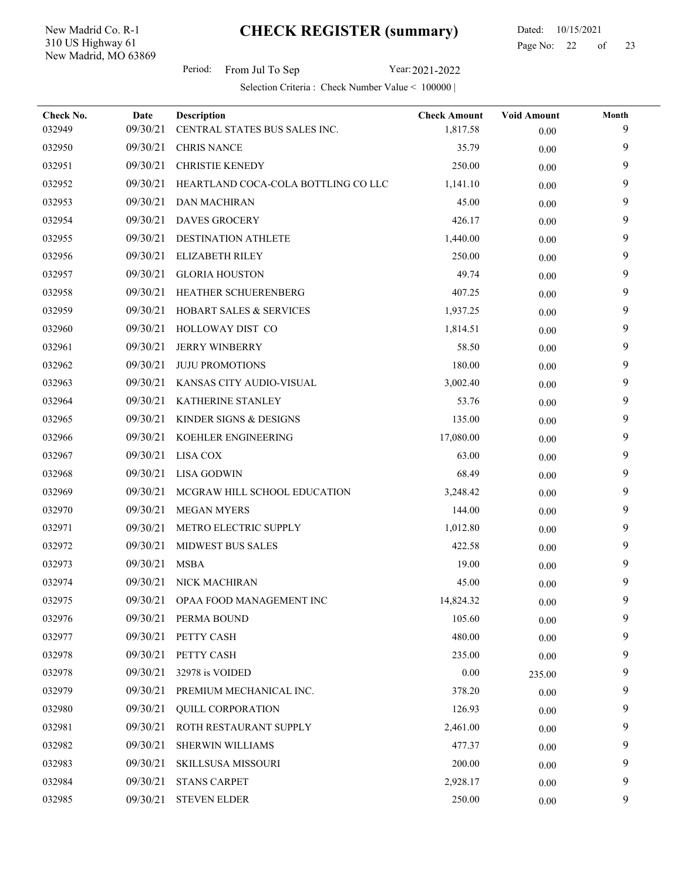New Madrid Co. R-1
310 US Highway 61
New Madrid, MO 63869

# CHECK REGISTER (summary)

Dated: 10/15/2021

Period: From Jul To Sep    Year: 2021-2022

Selection Criteria : Check Number Value < 100000 |

| Check No. | Date | Description | Check Amount | Void Amount | Month |
|---|---|---|---|---|---|
| 032949 | 09/30/21 | CENTRAL STATES BUS SALES INC. | 1,817.58 | 0.00 | 9 |
| 032950 | 09/30/21 | CHRIS NANCE | 35.79 | 0.00 | 9 |
| 032951 | 09/30/21 | CHRISTIE KENEDY | 250.00 | 0.00 | 9 |
| 032952 | 09/30/21 | HEARTLAND COCA-COLA BOTTLING CO LLC | 1,141.10 | 0.00 | 9 |
| 032953 | 09/30/21 | DAN MACHIRAN | 45.00 | 0.00 | 9 |
| 032954 | 09/30/21 | DAVES GROCERY | 426.17 | 0.00 | 9 |
| 032955 | 09/30/21 | DESTINATION ATHLETE | 1,440.00 | 0.00 | 9 |
| 032956 | 09/30/21 | ELIZABETH RILEY | 250.00 | 0.00 | 9 |
| 032957 | 09/30/21 | GLORIA HOUSTON | 49.74 | 0.00 | 9 |
| 032958 | 09/30/21 | HEATHER SCHUERENBERG | 407.25 | 0.00 | 9 |
| 032959 | 09/30/21 | HOBART SALES & SERVICES | 1,937.25 | 0.00 | 9 |
| 032960 | 09/30/21 | HOLLOWAY DIST CO | 1,814.51 | 0.00 | 9 |
| 032961 | 09/30/21 | JERRY WINBERRY | 58.50 | 0.00 | 9 |
| 032962 | 09/30/21 | JUJU PROMOTIONS | 180.00 | 0.00 | 9 |
| 032963 | 09/30/21 | KANSAS CITY AUDIO-VISUAL | 3,002.40 | 0.00 | 9 |
| 032964 | 09/30/21 | KATHERINE STANLEY | 53.76 | 0.00 | 9 |
| 032965 | 09/30/21 | KINDER SIGNS & DESIGNS | 135.00 | 0.00 | 9 |
| 032966 | 09/30/21 | KOEHLER ENGINEERING | 17,080.00 | 0.00 | 9 |
| 032967 | 09/30/21 | LISA COX | 63.00 | 0.00 | 9 |
| 032968 | 09/30/21 | LISA GODWIN | 68.49 | 0.00 | 9 |
| 032969 | 09/30/21 | MCGRAW HILL SCHOOL EDUCATION | 3,248.42 | 0.00 | 9 |
| 032970 | 09/30/21 | MEGAN MYERS | 144.00 | 0.00 | 9 |
| 032971 | 09/30/21 | METRO ELECTRIC SUPPLY | 1,012.80 | 0.00 | 9 |
| 032972 | 09/30/21 | MIDWEST BUS SALES | 422.58 | 0.00 | 9 |
| 032973 | 09/30/21 | MSBA | 19.00 | 0.00 | 9 |
| 032974 | 09/30/21 | NICK MACHIRAN | 45.00 | 0.00 | 9 |
| 032975 | 09/30/21 | OPAA FOOD MANAGEMENT INC | 14,824.32 | 0.00 | 9 |
| 032976 | 09/30/21 | PERMA BOUND | 105.60 | 0.00 | 9 |
| 032977 | 09/30/21 | PETTY CASH | 480.00 | 0.00 | 9 |
| 032978 | 09/30/21 | PETTY CASH | 235.00 | 0.00 | 9 |
| 032978 | 09/30/21 | 32978 is VOIDED | 0.00 | 235.00 | 9 |
| 032979 | 09/30/21 | PREMIUM MECHANICAL INC. | 378.20 | 0.00 | 9 |
| 032980 | 09/30/21 | QUILL CORPORATION | 126.93 | 0.00 | 9 |
| 032981 | 09/30/21 | ROTH RESTAURANT SUPPLY | 2,461.00 | 0.00 | 9 |
| 032982 | 09/30/21 | SHERWIN WILLIAMS | 477.37 | 0.00 | 9 |
| 032983 | 09/30/21 | SKILLSUSA MISSOURI | 200.00 | 0.00 | 9 |
| 032984 | 09/30/21 | STANS CARPET | 2,928.17 | 0.00 | 9 |
| 032985 | 09/30/21 | STEVEN ELDER | 250.00 | 0.00 | 9 |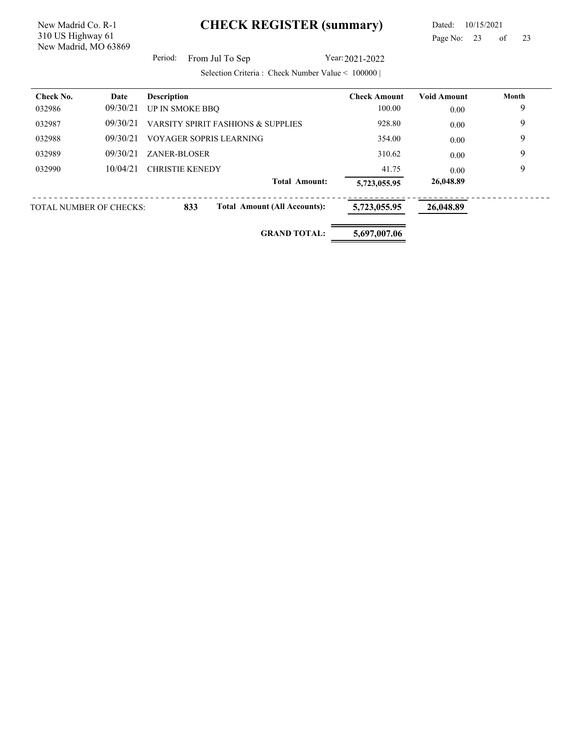New Madrid Co. R-1
310 US Highway 61
New Madrid, MO 63869

# CHECK REGISTER (summary)

Dated: 10/15/2021

Period: From Jul To Sep    Year: 2021-2022

Selection Criteria : Check Number Value < 100000 |

| Check No. | Date | Description | Check Amount | Void Amount | Month |
|---|---|---|---|---|---|
| 032986 | 09/30/21 | UP IN SMOKE BBQ | 100.00 | 0.00 | 9 |
| 032987 | 09/30/21 | VARSITY SPIRIT FASHIONS & SUPPLIES | 928.80 | 0.00 | 9 |
| 032988 | 09/30/21 | VOYAGER SOPRIS LEARNING | 354.00 | 0.00 | 9 |
| 032989 | 09/30/21 | ZANER-BLOSER | 310.62 | 0.00 | 9 |
| 032990 | 10/04/21 | CHRISTIE KENEDY | 41.75 | 0.00 | 9 |
| | | **Total Amount:** | 5,723,055.95 | 26,048.89 | |
| TOTAL NUMBER OF CHECKS: | **833** | **Total Amount (All Accounts):** | **5,723,055.95** | **26,048.89** | |
| | | **GRAND TOTAL:** | **5,697,007.06** | | |